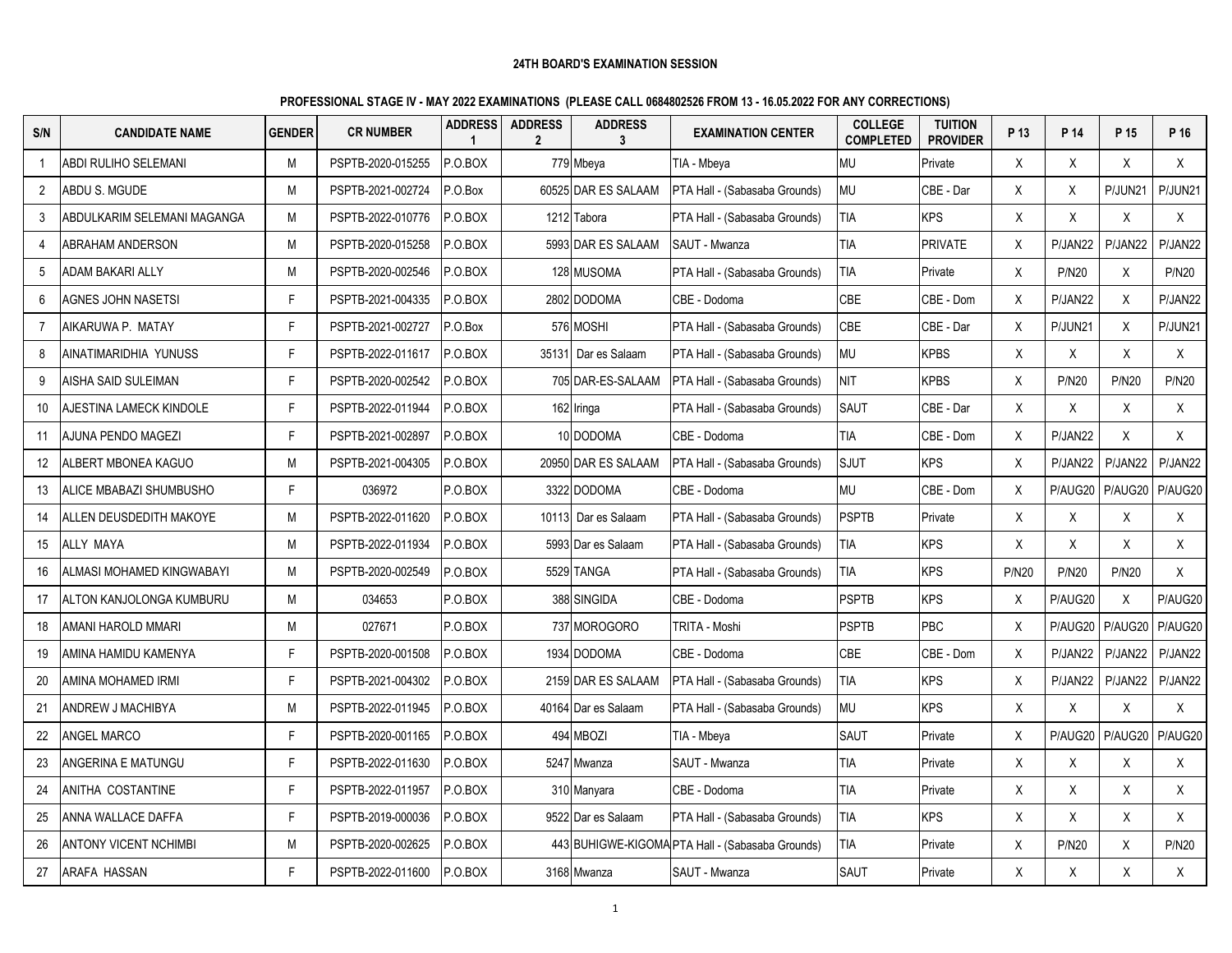## 24TH BOARD'S EXAMINATION SESSION

### PROFESSIONAL STAGE IV - MAY 2022 EXAMINATIONS (PLEASE CALL 0684802526 FROM 13 - 16.05.2022 FOR ANY CORRECTIONS)

| S/N | CANDIDATE NAME | GENDER | CR NUMBER | ADDRESS 1 | ADDRESS 2 | ADDRESS 3 | EXAMINATION CENTER | COLLEGE COMPLETED | TUITION PROVIDER | P 13 | P 14 | P 15 | P 16 |
|---|---|---|---|---|---|---|---|---|---|---|---|---|---|
| 1 | ABDI RULIHO SELEMANI | M | PSPTB-2020-015255 | P.O.BOX | 779 | Mbeya | TIA - Mbeya | MU | Private | X | X | X | X |
| 2 | ABDU S. MGUDE | M | PSPTB-2021-002724 | P.O.Box | 60525 | DAR ES SALAAM | PTA Hall - (Sabasaba Grounds) | MU | CBE - Dar | X | X | P/JUN21 | P/JUN21 |
| 3 | ABDULKARIM SELEMANI MAGANGA | M | PSPTB-2022-010776 | P.O.BOX | 1212 | Tabora | PTA Hall - (Sabasaba Grounds) | TIA | KPS | X | X | X | X |
| 4 | ABRAHAM ANDERSON | M | PSPTB-2020-015258 | P.O.BOX | 5993 | DAR ES SALAAM | SAUT - Mwanza | TIA | PRIVATE | X | P/JAN22 | P/JAN22 | P/JAN22 |
| 5 | ADAM BAKARI ALLY | M | PSPTB-2020-002546 | P.O.BOX | 128 | MUSOMA | PTA Hall - (Sabasaba Grounds) | TIA | Private | X | P/N20 | X | P/N20 |
| 6 | AGNES JOHN NASETSI | F | PSPTB-2021-004335 | P.O.BOX | 2802 | DODOMA | CBE - Dodoma | CBE | CBE - Dom | X | P/JAN22 | X | P/JAN22 |
| 7 | AIKARUWA P. MATAY | F | PSPTB-2021-002727 | P.O.Box | 576 | MOSHI | PTA Hall - (Sabasaba Grounds) | CBE | CBE - Dar | X | P/JUN21 | X | P/JUN21 |
| 8 | AINATIMARIDHIA YUNUSS | F | PSPTB-2022-011617 | P.O.BOX | 35131 | Dar es Salaam | PTA Hall - (Sabasaba Grounds) | MU | KPBS | X | X | X | X |
| 9 | AISHA SAID SULEIMAN | F | PSPTB-2020-002542 | P.O.BOX | 705 | DAR-ES-SALAAM | PTA Hall - (Sabasaba Grounds) | NIT | KPBS | X | P/N20 | P/N20 | P/N20 |
| 10 | AJESTINA LAMECK KINDOLE | F | PSPTB-2022-011944 | P.O.BOX | 162 | Iringa | PTA Hall - (Sabasaba Grounds) | SAUT | CBE - Dar | X | X | X | X |
| 11 | AJUNA PENDO MAGEZI | F | PSPTB-2021-002897 | P.O.BOX | 10 | DODOMA | CBE - Dodoma | TIA | CBE - Dom | X | P/JAN22 | X | X |
| 12 | ALBERT MBONEA KAGUO | M | PSPTB-2021-004305 | P.O.BOX | 20950 | DAR ES SALAAM | PTA Hall - (Sabasaba Grounds) | SJUT | KPS | X | P/JAN22 | P/JAN22 | P/JAN22 |
| 13 | ALICE MBABAZI SHUMBUSHO | F | 036972 | P.O.BOX | 3322 | DODOMA | CBE - Dodoma | MU | CBE - Dom | X | P/AUG20 | P/AUG20 | P/AUG20 |
| 14 | ALLEN DEUSDEDITH MAKOYE | M | PSPTB-2022-011620 | P.O.BOX | 10113 | Dar es Salaam | PTA Hall - (Sabasaba Grounds) | PSPTB | Private | X | X | X | X |
| 15 | ALLY MAYA | M | PSPTB-2022-011934 | P.O.BOX | 5993 | Dar es Salaam | PTA Hall - (Sabasaba Grounds) | TIA | KPS | X | X | X | X |
| 16 | ALMASI MOHAMED KINGWABAYI | M | PSPTB-2020-002549 | P.O.BOX | 5529 | TANGA | PTA Hall - (Sabasaba Grounds) | TIA | KPS | P/N20 | P/N20 | P/N20 | X |
| 17 | ALTON KANJOLONGA KUMBURU | M | 034653 | P.O.BOX | 388 | SINGIDA | CBE - Dodoma | PSPTB | KPS | X | P/AUG20 | X | P/AUG20 |
| 18 | AMANI HAROLD MMARI | M | 027671 | P.O.BOX | 737 | MOROGORO | TRITA - Moshi | PSPTB | PBC | X | P/AUG20 | P/AUG20 | P/AUG20 |
| 19 | AMINA HAMIDU KAMENYA | F | PSPTB-2020-001508 | P.O.BOX | 1934 | DODOMA | CBE - Dodoma | CBE | CBE - Dom | X | P/JAN22 | P/JAN22 | P/JAN22 |
| 20 | AMINA MOHAMED IRMI | F | PSPTB-2021-004302 | P.O.BOX | 2159 | DAR ES SALAAM | PTA Hall - (Sabasaba Grounds) | TIA | KPS | X | P/JAN22 | P/JAN22 | P/JAN22 |
| 21 | ANDREW J MACHIBYA | M | PSPTB-2022-011945 | P.O.BOX | 40164 | Dar es Salaam | PTA Hall - (Sabasaba Grounds) | MU | KPS | X | X | X | X |
| 22 | ANGEL MARCO | F | PSPTB-2020-001165 | P.O.BOX | 494 | MBOZI | TIA - Mbeya | SAUT | Private | X | P/AUG20 | P/AUG20 | P/AUG20 |
| 23 | ANGERINA E MATUNGU | F | PSPTB-2022-011630 | P.O.BOX | 5247 | Mwanza | SAUT - Mwanza | TIA | Private | X | X | X | X |
| 24 | ANITHA COSTANTINE | F | PSPTB-2022-011957 | P.O.BOX | 310 | Manyara | CBE - Dodoma | TIA | Private | X | X | X | X |
| 25 | ANNA WALLACE DAFFA | F | PSPTB-2019-000036 | P.O.BOX | 9522 | Dar es Salaam | PTA Hall - (Sabasaba Grounds) | TIA | KPS | X | X | X | X |
| 26 | ANTONY VICENT NCHIMBI | M | PSPTB-2020-002625 | P.O.BOX | 443 | BUHIGWE-KIGOMA | PTA Hall - (Sabasaba Grounds) | TIA | Private | X | P/N20 | X | P/N20 |
| 27 | ARAFA HASSAN | F | PSPTB-2022-011600 | P.O.BOX | 3168 | Mwanza | SAUT - Mwanza | SAUT | Private | X | X | X | X |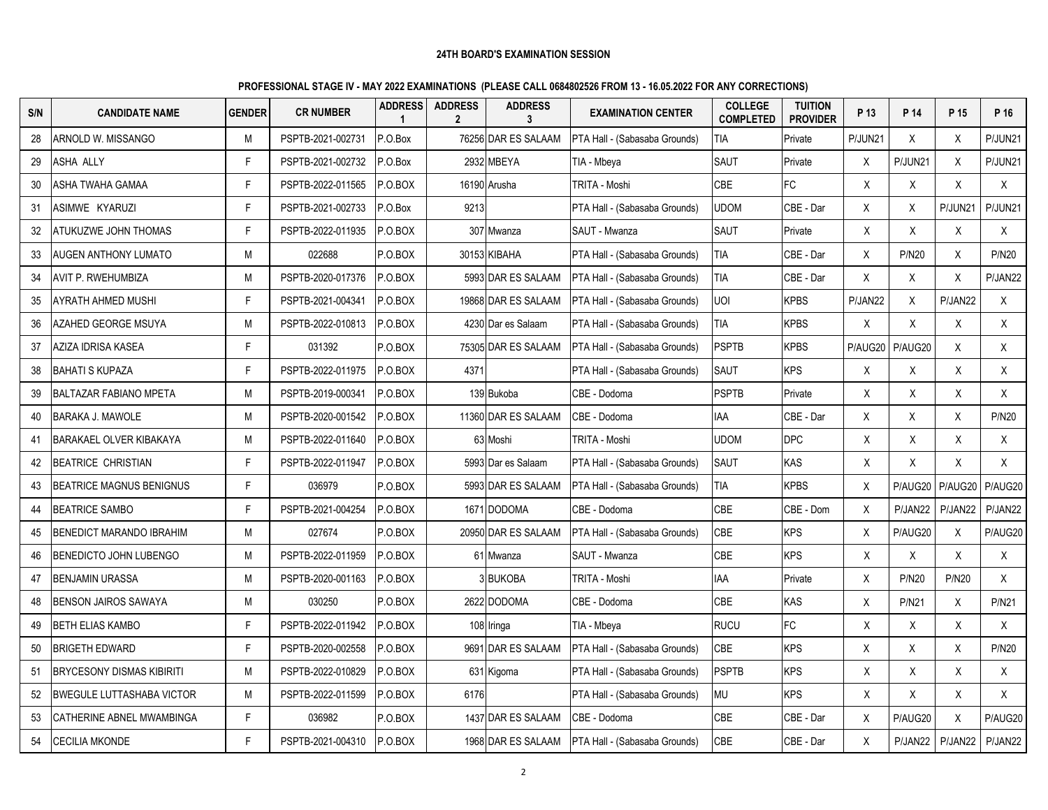**24TH BOARD'S EXAMINATION SESSION**

**PROFESSIONAL STAGE IV - MAY 2022 EXAMINATIONS (PLEASE CALL 0684802526 FROM 13 - 16.05.2022 FOR ANY CORRECTIONS)**

| S/N | CANDIDATE NAME | GENDER | CR NUMBER | ADDRESS 1 | ADDRESS 2 | ADDRESS 3 | EXAMINATION CENTER | COLLEGE COMPLETED | TUITION PROVIDER | P 13 | P 14 | P 15 | P 16 |
|---|---|---|---|---|---|---|---|---|---|---|---|---|---|
| 28 | ARNOLD W. MISSANGO | M | PSPTB-2021-002731 | P.O.Box | 76256 | DAR ES SALAAM | PTA Hall - (Sabasaba Grounds) | TIA | Private | P/JUN21 | X | X | P/JUN21 |
| 29 | ASHA ALLY | F | PSPTB-2021-002732 | P.O.Box | 2932 | MBEYA | TIA - Mbeya | SAUT | Private | X | P/JUN21 | X | P/JUN21 |
| 30 | ASHA TWAHA GAMAA | F | PSPTB-2022-011565 | P.O.BOX | 16190 | Arusha | TRITA - Moshi | CBE | FC | X | X | X | X |
| 31 | ASIMWE KYARUZI | F | PSPTB-2021-002733 | P.O.Box | 9213 | | PTA Hall - (Sabasaba Grounds) | UDOM | CBE - Dar | X | X | P/JUN21 | P/JUN21 |
| 32 | ATUKUZWE JOHN THOMAS | F | PSPTB-2022-011935 | P.O.BOX | 307 | Mwanza | SAUT - Mwanza | SAUT | Private | X | X | X | X |
| 33 | AUGEN ANTHONY LUMATO | M | 022688 | P.O.BOX | 30153 | KIBAHA | PTA Hall - (Sabasaba Grounds) | TIA | CBE - Dar | X | P/N20 | X | P/N20 |
| 34 | AVIT P. RWEHUMBIZA | M | PSPTB-2020-017376 | P.O.BOX | 5993 | DAR ES SALAAM | PTA Hall - (Sabasaba Grounds) | TIA | CBE - Dar | X | X | X | P/JAN22 |
| 35 | AYRATH AHMED MUSHI | F | PSPTB-2021-004341 | P.O.BOX | 19868 | DAR ES SALAAM | PTA Hall - (Sabasaba Grounds) | UOI | KPBS | P/JAN22 | X | P/JAN22 | X |
| 36 | AZAHED GEORGE MSUYA | M | PSPTB-2022-010813 | P.O.BOX | 4230 | Dar es Salaam | PTA Hall - (Sabasaba Grounds) | TIA | KPBS | X | X | X | X |
| 37 | AZIZA IDRISA KASEA | F | 031392 | P.O.BOX | 75305 | DAR ES SALAAM | PTA Hall - (Sabasaba Grounds) | PSPTB | KPBS | P/AUG20 | P/AUG20 | X | X |
| 38 | BAHATI S KUPAZA | F | PSPTB-2022-011975 | P.O.BOX | 4371 | | PTA Hall - (Sabasaba Grounds) | SAUT | KPS | X | X | X | X |
| 39 | BALTAZAR FABIANO MPETA | M | PSPTB-2019-000341 | P.O.BOX | 139 | Bukoba | CBE - Dodoma | PSPTB | Private | X | X | X | X |
| 40 | BARAKA J. MAWOLE | M | PSPTB-2020-001542 | P.O.BOX | 11360 | DAR ES SALAAM | CBE - Dodoma | IAA | CBE - Dar | X | X | X | P/N20 |
| 41 | BARAKAEL OLVER KIBAKAYA | M | PSPTB-2022-011640 | P.O.BOX | 63 | Moshi | TRITA - Moshi | UDOM | DPC | X | X | X | X |
| 42 | BEATRICE CHRISTIAN | F | PSPTB-2022-011947 | P.O.BOX | 5993 | Dar es Salaam | PTA Hall - (Sabasaba Grounds) | SAUT | KAS | X | X | X | X |
| 43 | BEATRICE MAGNUS BENIGNUS | F | 036979 | P.O.BOX | 5993 | DAR ES SALAAM | PTA Hall - (Sabasaba Grounds) | TIA | KPBS | X | P/AUG20 | P/AUG20 | P/AUG20 |
| 44 | BEATRICE SAMBO | F | PSPTB-2021-004254 | P.O.BOX | 1671 | DODOMA | CBE - Dodoma | CBE | CBE - Dom | X | P/JAN22 | P/JAN22 | P/JAN22 |
| 45 | BENEDICT MARANDO IBRAHIM | M | 027674 | P.O.BOX | 20950 | DAR ES SALAAM | PTA Hall - (Sabasaba Grounds) | CBE | KPS | X | P/AUG20 | X | P/AUG20 |
| 46 | BENEDICTO JOHN LUBENGO | M | PSPTB-2022-011959 | P.O.BOX | 61 | Mwanza | SAUT - Mwanza | CBE | KPS | X | X | X | X |
| 47 | BENJAMIN URASSA | M | PSPTB-2020-001163 | P.O.BOX | 3 | BUKOBA | TRITA - Moshi | IAA | Private | X | P/N20 | P/N20 | X |
| 48 | BENSON JAIROS SAWAYA | M | 030250 | P.O.BOX | 2622 | DODOMA | CBE - Dodoma | CBE | KAS | X | P/N21 | X | P/N21 |
| 49 | BETH ELIAS KAMBO | F | PSPTB-2022-011942 | P.O.BOX | 108 | Iringa | TIA - Mbeya | RUCU | FC | X | X | X | X |
| 50 | BRIGETH EDWARD | F | PSPTB-2020-002558 | P.O.BOX | 9691 | DAR ES SALAAM | PTA Hall - (Sabasaba Grounds) | CBE | KPS | X | X | X | P/N20 |
| 51 | BRYCESONY DISMAS KIBIRITI | M | PSPTB-2022-010829 | P.O.BOX | 631 | Kigoma | PTA Hall - (Sabasaba Grounds) | PSPTB | KPS | X | X | X | X |
| 52 | BWEGULE LUTTASHABA VICTOR | M | PSPTB-2022-011599 | P.O.BOX | 6176 | | PTA Hall - (Sabasaba Grounds) | MU | KPS | X | X | X | X |
| 53 | CATHERINE ABNEL MWAMBINGA | F | 036982 | P.O.BOX | 1437 | DAR ES SALAAM | CBE - Dodoma | CBE | CBE - Dar | X | P/AUG20 | X | P/AUG20 |
| 54 | CECILIA MKONDE | F | PSPTB-2021-004310 | P.O.BOX | 1968 | DAR ES SALAAM | PTA Hall - (Sabasaba Grounds) | CBE | CBE - Dar | X | P/JAN22 | P/JAN22 | P/JAN22 |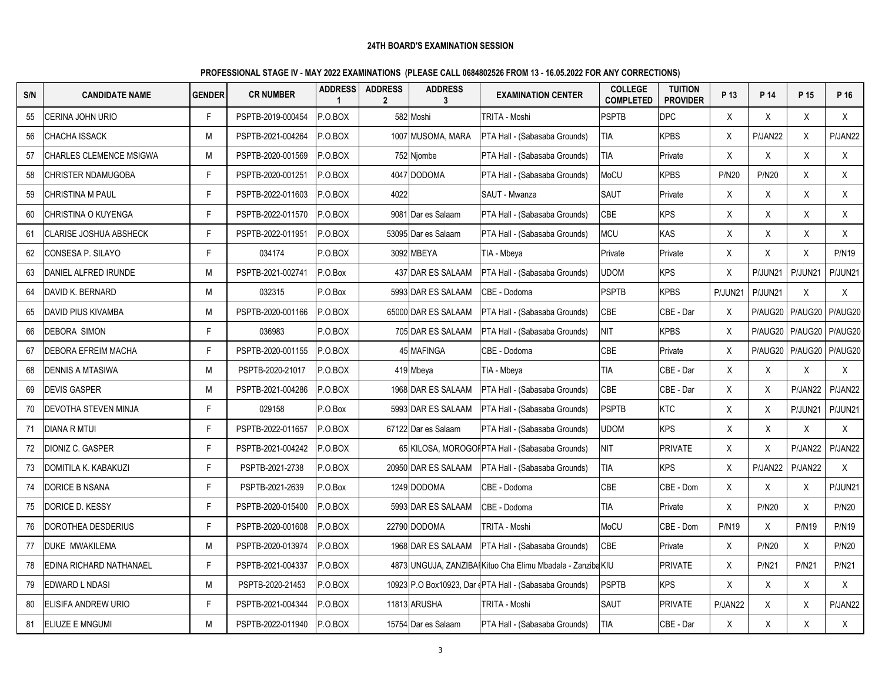**24TH BOARD'S EXAMINATION SESSION**

**PROFESSIONAL STAGE IV - MAY 2022 EXAMINATIONS (PLEASE CALL 0684802526 FROM 13 - 16.05.2022 FOR ANY CORRECTIONS)**

| S/N | CANDIDATE NAME | GENDER | CR NUMBER | ADDRESS 1 | ADDRESS 2 | ADDRESS 3 | EXAMINATION CENTER | COLLEGE COMPLETED | TUITION PROVIDER | P 13 | P 14 | P 15 | P 16 |
|---|---|---|---|---|---|---|---|---|---|---|---|---|---|
| 55 | CERINA JOHN URIO | F | PSPTB-2019-000454 | P.O.BOX | 582 | Moshi | TRITA - Moshi | PSPTB | DPC | X | X | X | X |
| 56 | CHACHA ISSACK | M | PSPTB-2021-004264 | P.O.BOX | 1007 | MUSOMA, MARA | PTA Hall - (Sabasaba Grounds) | TIA | KPBS | X | P/JAN22 | X | P/JAN22 |
| 57 | CHARLES CLEMENCE MSIGWA | M | PSPTB-2020-001569 | P.O.BOX | 752 | Njombe | PTA Hall - (Sabasaba Grounds) | TIA | Private | X | X | X | X |
| 58 | CHRISTER NDAMUGOBA | F | PSPTB-2020-001251 | P.O.BOX | 4047 | DODOMA | PTA Hall - (Sabasaba Grounds) | MoCU | KPBS | P/N20 | P/N20 | X | X |
| 59 | CHRISTINA M PAUL | F | PSPTB-2022-011603 | P.O.BOX | 4022 | | SAUT - Mwanza | SAUT | Private | X | X | X | X |
| 60 | CHRISTINA O KUYENGA | F | PSPTB-2022-011570 | P.O.BOX | 9081 | Dar es Salaam | PTA Hall - (Sabasaba Grounds) | CBE | KPS | X | X | X | X |
| 61 | CLARISE JOSHUA ABSHECK | F | PSPTB-2022-011951 | P.O.BOX | 53095 | Dar es Salaam | PTA Hall - (Sabasaba Grounds) | MCU | KAS | X | X | X | X |
| 62 | CONSESA P. SILAYO | F | 034174 | P.O.BOX | 3092 | MBEYA | TIA - Mbeya | Private | Private | X | X | X | P/N19 |
| 63 | DANIEL ALFRED IRUNDE | M | PSPTB-2021-002741 | P.O.Box | 437 | DAR ES SALAAM | PTA Hall - (Sabasaba Grounds) | UDOM | KPS | X | P/JUN21 | P/JUN21 | P/JUN21 |
| 64 | DAVID K. BERNARD | M | 032315 | P.O.Box | 5993 | DAR ES SALAAM | CBE - Dodoma | PSPTB | KPBS | P/JUN21 | P/JUN21 | X | X |
| 65 | DAVID PIUS KIVAMBA | M | PSPTB-2020-001166 | P.O.BOX | 65000 | DAR ES SALAAM | PTA Hall - (Sabasaba Grounds) | CBE | CBE - Dar | X | P/AUG20 | P/AUG20 | P/AUG20 |
| 66 | DEBORA SIMON | F | 036983 | P.O.BOX | 705 | DAR ES SALAAM | PTA Hall - (Sabasaba Grounds) | NIT | KPBS | X | P/AUG20 | P/AUG20 | P/AUG20 |
| 67 | DEBORA EFREIM MACHA | F | PSPTB-2020-001155 | P.O.BOX | 45 | MAFINGA | CBE - Dodoma | CBE | Private | X | P/AUG20 | P/AUG20 | P/AUG20 |
| 68 | DENNIS A MTASIWA | M | PSPTB-2020-21017 | P.O.BOX | 419 | Mbeya | TIA - Mbeya | TIA | CBE - Dar | X | X | X | X |
| 69 | DEVIS GASPER | M | PSPTB-2021-004286 | P.O.BOX | 1968 | DAR ES SALAAM | PTA Hall - (Sabasaba Grounds) | CBE | CBE - Dar | X | X | P/JAN22 | P/JAN22 |
| 70 | DEVOTHA STEVEN MINJA | F | 029158 | P.O.Box | 5993 | DAR ES SALAAM | PTA Hall - (Sabasaba Grounds) | PSPTB | KTC | X | X | P/JUN21 | P/JUN21 |
| 71 | DIANA R MTUI | F | PSPTB-2022-011657 | P.O.BOX | 67122 | Dar es Salaam | PTA Hall - (Sabasaba Grounds) | UDOM | KPS | X | X | X | X |
| 72 | DIONIZ C. GASPER | F | PSPTB-2021-004242 | P.O.BOX | 65 | KILOSA, MOROGOR | PTA Hall - (Sabasaba Grounds) | NIT | PRIVATE | X | X | P/JAN22 | P/JAN22 |
| 73 | DOMITILA K. KABAKUZI | F | PSPTB-2021-2738 | P.O.BOX | 20950 | DAR ES SALAAM | PTA Hall - (Sabasaba Grounds) | TIA | KPS | X | P/JAN22 | P/JAN22 | X |
| 74 | DORICE B NSANA | F | PSPTB-2021-2639 | P.O.Box | 1249 | DODOMA | CBE - Dodoma | CBE | CBE - Dom | X | X | X | P/JUN21 |
| 75 | DORICE D. KESSY | F | PSPTB-2020-015400 | P.O.BOX | 5993 | DAR ES SALAAM | CBE - Dodoma | TIA | Private | X | P/N20 | X | P/N20 |
| 76 | DOROTHEA DESDERIUS | F | PSPTB-2020-001608 | P.O.BOX | 22790 | DODOMA | TRITA - Moshi | MoCU | CBE - Dom | P/N19 | X | P/N19 | P/N19 |
| 77 | DUKE MWAKILEMA | M | PSPTB-2020-013974 | P.O.BOX | 1968 | DAR ES SALAAM | PTA Hall - (Sabasaba Grounds) | CBE | Private | X | P/N20 | X | P/N20 |
| 78 | EDINA RICHARD NATHANAEL | F | PSPTB-2021-004337 | P.O.BOX | 4873 | UNGUJA, ZANZIBAI | Kituo Cha Elimu Mbadala - Zanziba | KIU | PRIVATE | X | P/N21 | P/N21 | P/N21 |
| 79 | EDWARD L NDASI | M | PSPTB-2020-21453 | P.O.BOX | 10923 | P.O Box10923, Dar e | PTA Hall - (Sabasaba Grounds) | PSPTB | KPS | X | X | X | X |
| 80 | ELISIFA ANDREW URIO | F | PSPTB-2021-004344 | P.O.BOX | 11813 | ARUSHA | TRITA - Moshi | SAUT | PRIVATE | P/JAN22 | X | X | P/JAN22 |
| 81 | ELIUZE E MNGUMI | M | PSPTB-2022-011940 | P.O.BOX | 15754 | Dar es Salaam | PTA Hall - (Sabasaba Grounds) | TIA | CBE - Dar | X | X | X | X |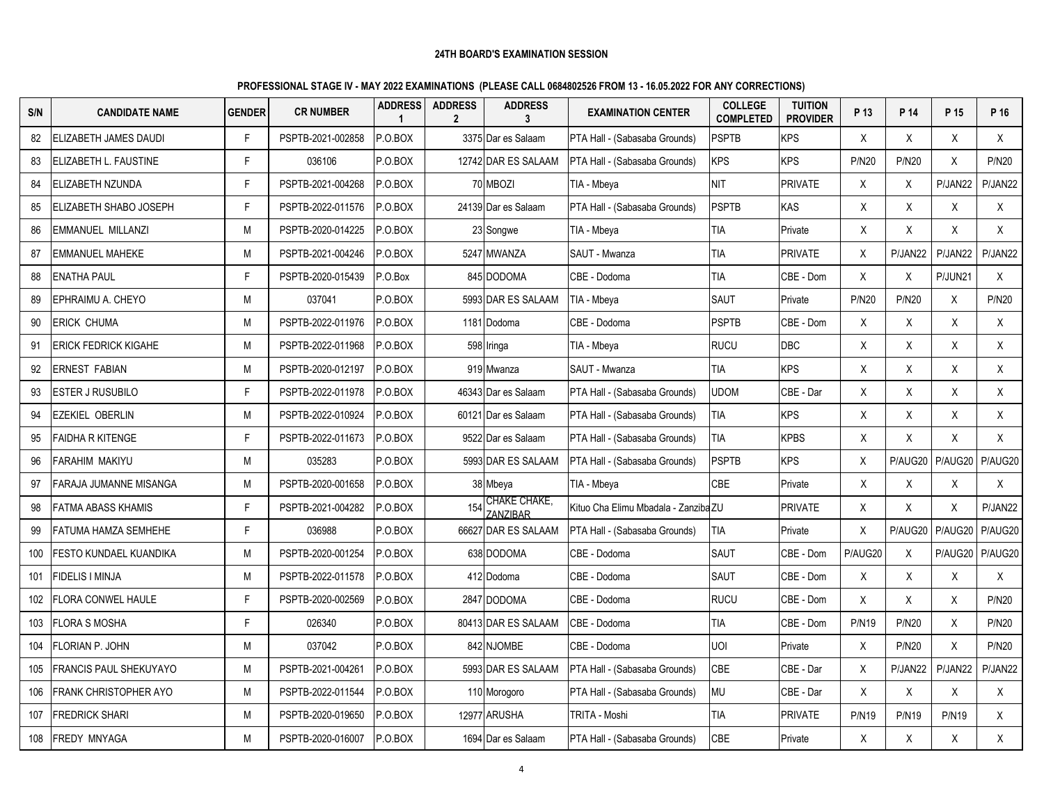**24TH BOARD'S EXAMINATION SESSION**

**PROFESSIONAL STAGE IV - MAY 2022 EXAMINATIONS (PLEASE CALL 0684802526 FROM 13 - 16.05.2022 FOR ANY CORRECTIONS)**

| S/N | CANDIDATE NAME | GENDER | CR NUMBER | ADDRESS 1 | ADDRESS 2 | ADDRESS 3 | EXAMINATION CENTER | COLLEGE COMPLETED | TUITION PROVIDER | P 13 | P 14 | P 15 | P 16 |
|---|---|---|---|---|---|---|---|---|---|---|---|---|---|
| 82 | ELIZABETH JAMES DAUDI | F | PSPTB-2021-002858 | P.O.BOX | 3375 | Dar es Salaam | PTA Hall - (Sabasaba Grounds) | PSPTB | KPS | X | X | X | X |
| 83 | ELIZABETH L. FAUSTINE | F | 036106 | P.O.BOX | 12742 | DAR ES SALAAM | PTA Hall - (Sabasaba Grounds) | KPS | KPS | P/N20 | P/N20 | X | P/N20 |
| 84 | ELIZABETH NZUNDA | F | PSPTB-2021-004268 | P.O.BOX | 70 | MBOZI | TIA - Mbeya | NIT | PRIVATE | X | X | P/JAN22 | P/JAN22 |
| 85 | ELIZABETH SHABO JOSEPH | F | PSPTB-2022-011576 | P.O.BOX | 24139 | Dar es Salaam | PTA Hall - (Sabasaba Grounds) | PSPTB | KAS | X | X | X | X |
| 86 | EMMANUEL MILLANZI | M | PSPTB-2020-014225 | P.O.BOX | 23 | Songwe | TIA - Mbeya | TIA | Private | X | X | X | X |
| 87 | EMMANUEL MAHEKE | M | PSPTB-2021-004246 | P.O.BOX | 5247 | MWANZA | SAUT - Mwanza | TIA | PRIVATE | X | P/JAN22 | P/JAN22 | P/JAN22 |
| 88 | ENATHA PAUL | F | PSPTB-2020-015439 | P.O.Box | 845 | DODOMA | CBE - Dodoma | TIA | CBE - Dom | X | X | P/JUN21 | X |
| 89 | EPHRAIMU A. CHEYO | M | 037041 | P.O.BOX | 5993 | DAR ES SALAAM | TIA - Mbeya | SAUT | Private | P/N20 | P/N20 | X | P/N20 |
| 90 | ERICK CHUMA | M | PSPTB-2022-011976 | P.O.BOX | 1181 | Dodoma | CBE - Dodoma | PSPTB | CBE - Dom | X | X | X | X |
| 91 | ERICK FEDRICK KIGAHE | M | PSPTB-2022-011968 | P.O.BOX | 598 | Iringa | TIA - Mbeya | RUCU | DBC | X | X | X | X |
| 92 | ERNEST FABIAN | M | PSPTB-2020-012197 | P.O.BOX | 919 | Mwanza | SAUT - Mwanza | TIA | KPS | X | X | X | X |
| 93 | ESTER J RUSUBILO | F | PSPTB-2022-011978 | P.O.BOX | 46343 | Dar es Salaam | PTA Hall - (Sabasaba Grounds) | UDOM | CBE - Dar | X | X | X | X |
| 94 | EZEKIEL OBERLIN | M | PSPTB-2022-010924 | P.O.BOX | 60121 | Dar es Salaam | PTA Hall - (Sabasaba Grounds) | TIA | KPS | X | X | X | X |
| 95 | FAIDHA R KITENGE | F | PSPTB-2022-011673 | P.O.BOX | 9522 | Dar es Salaam | PTA Hall - (Sabasaba Grounds) | TIA | KPBS | X | X | X | X |
| 96 | FARAHIM MAKIYU | M | 035283 | P.O.BOX | 5993 | DAR ES SALAAM | PTA Hall - (Sabasaba Grounds) | PSPTB | KPS | X | P/AUG20 | P/AUG20 | P/AUG20 |
| 97 | FARAJA JUMANNE MISANGA | M | PSPTB-2020-001658 | P.O.BOX | 38 | Mbeya | TIA - Mbeya | CBE | Private | X | X | X | X |
| 98 | FATMA ABASS KHAMIS | F | PSPTB-2021-004282 | P.O.BOX | 154 | CHAKE CHAKE, ZANZIBAR | Kituo Cha Elimu Mbadala - Zanziba | ZU | PRIVATE | X | X | X | P/JAN22 |
| 99 | FATUMA HAMZA SEMHEHE | F | 036988 | P.O.BOX | 66627 | DAR ES SALAAM | PTA Hall - (Sabasaba Grounds) | TIA | Private | X | P/AUG20 | P/AUG20 | P/AUG20 |
| 100 | FESTO KUNDAEL KUANDIKA | M | PSPTB-2020-001254 | P.O.BOX | 638 | DODOMA | CBE - Dodoma | SAUT | CBE - Dom | P/AUG20 | X | P/AUG20 | P/AUG20 |
| 101 | FIDELIS I MINJA | M | PSPTB-2022-011578 | P.O.BOX | 412 | Dodoma | CBE - Dodoma | SAUT | CBE - Dom | X | X | X | X |
| 102 | FLORA CONWEL HAULE | F | PSPTB-2020-002569 | P.O.BOX | 2847 | DODOMA | CBE - Dodoma | RUCU | CBE - Dom | X | X | X | P/N20 |
| 103 | FLORA S MOSHA | F | 026340 | P.O.BOX | 80413 | DAR ES SALAAM | CBE - Dodoma | TIA | CBE - Dom | P/N19 | P/N20 | X | P/N20 |
| 104 | FLORIAN P. JOHN | M | 037042 | P.O.BOX | 842 | NJOMBE | CBE - Dodoma | UOI | Private | X | P/N20 | X | P/N20 |
| 105 | FRANCIS PAUL SHEKUYAYO | M | PSPTB-2021-004261 | P.O.BOX | 5993 | DAR ES SALAAM | PTA Hall - (Sabasaba Grounds) | CBE | CBE - Dar | X | P/JAN22 | P/JAN22 | P/JAN22 |
| 106 | FRANK CHRISTOPHER AYO | M | PSPTB-2022-011544 | P.O.BOX | 110 | Morogoro | PTA Hall - (Sabasaba Grounds) | MU | CBE - Dar | X | X | X | X |
| 107 | FREDRICK SHARI | M | PSPTB-2020-019650 | P.O.BOX | 12977 | ARUSHA | TRITA - Moshi | TIA | PRIVATE | P/N19 | P/N19 | P/N19 | X |
| 108 | FREDY MNYAGA | M | PSPTB-2020-016007 | P.O.BOX | 1694 | Dar es Salaam | PTA Hall - (Sabasaba Grounds) | CBE | Private | X | X | X | X |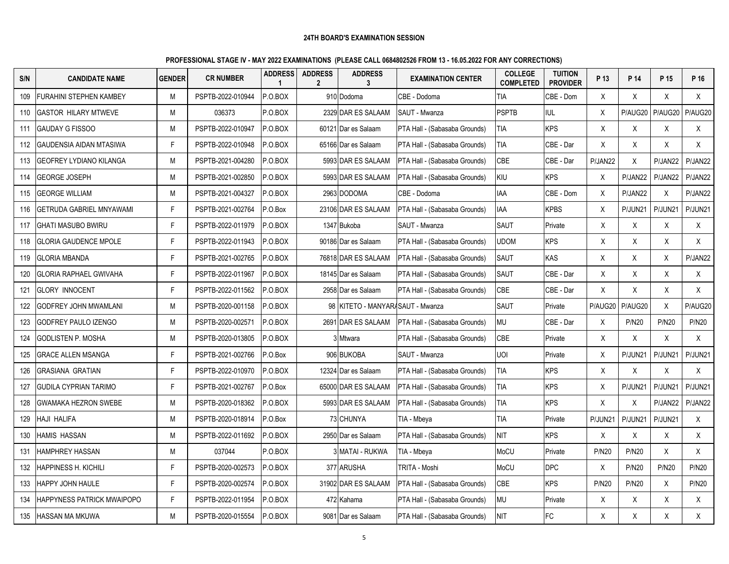**24TH BOARD'S EXAMINATION SESSION**

**PROFESSIONAL STAGE IV - MAY 2022 EXAMINATIONS (PLEASE CALL 0684802526 FROM 13 - 16.05.2022 FOR ANY CORRECTIONS)**

| S/N | CANDIDATE NAME | GENDER | CR NUMBER | ADDRESS 1 | ADDRESS 2 | ADDRESS 3 | EXAMINATION CENTER | COLLEGE COMPLETED | TUITION PROVIDER | P 13 | P 14 | P 15 | P 16 |
|---|---|---|---|---|---|---|---|---|---|---|---|---|---|
| 109 | FURAHINI STEPHEN KAMBEY | M | PSPTB-2022-010944 | P.O.BOX | 910 | Dodoma | CBE - Dodoma | TIA | CBE - Dom | X | X | X | X |
| 110 | GASTOR HILARY MTWEVE | M | 036373 | P.O.BOX | 2329 | DAR ES SALAAM | SAUT - Mwanza | PSPTB | IUL | X | P/AUG20 | P/AUG20 | P/AUG20 |
| 111 | GAUDAY G FISSOO | M | PSPTB-2022-010947 | P.O.BOX | 60121 | Dar es Salaam | PTA Hall - (Sabasaba Grounds) | TIA | KPS | X | X | X | X |
| 112 | GAUDENSIA AIDAN MTASIWA | F | PSPTB-2022-010948 | P.O.BOX | 65166 | Dar es Salaam | PTA Hall - (Sabasaba Grounds) | TIA | CBE - Dar | X | X | X | X |
| 113 | GEOFREY LYDIANO KILANGA | M | PSPTB-2021-004280 | P.O.BOX | 5993 | DAR ES SALAAM | PTA Hall - (Sabasaba Grounds) | CBE | CBE - Dar | P/JAN22 | X | P/JAN22 | P/JAN22 |
| 114 | GEORGE JOSEPH | M | PSPTB-2021-002850 | P.O.BOX | 5993 | DAR ES SALAAM | PTA Hall - (Sabasaba Grounds) | KIU | KPS | X | P/JAN22 | P/JAN22 | P/JAN22 |
| 115 | GEORGE WILLIAM | M | PSPTB-2021-004327 | P.O.BOX | 2963 | DODOMA | CBE - Dodoma | IAA | CBE - Dom | X | P/JAN22 | X | P/JAN22 |
| 116 | GETRUDA GABRIEL MNYAWAMI | F | PSPTB-2021-002764 | P.O.Box | 23106 | DAR ES SALAAM | PTA Hall - (Sabasaba Grounds) | IAA | KPBS | X | P/JUN21 | P/JUN21 | P/JUN21 |
| 117 | GHATI MASUBO BWIRU | F | PSPTB-2022-011979 | P.O.BOX | 1347 | Bukoba | SAUT - Mwanza | SAUT | Private | X | X | X | X |
| 118 | GLORIA GAUDENCE MPOLE | F | PSPTB-2022-011943 | P.O.BOX | 90186 | Dar es Salaam | PTA Hall - (Sabasaba Grounds) | UDOM | KPS | X | X | X | X |
| 119 | GLORIA MBANDA | F | PSPTB-2021-002765 | P.O.BOX | 76818 | DAR ES SALAAM | PTA Hall - (Sabasaba Grounds) | SAUT | KAS | X | X | X | P/JAN22 |
| 120 | GLORIA RAPHAEL GWIVAHA | F | PSPTB-2022-011967 | P.O.BOX | 18145 | Dar es Salaam | PTA Hall - (Sabasaba Grounds) | SAUT | CBE - Dar | X | X | X | X |
| 121 | GLORY INNOCENT | F | PSPTB-2022-011562 | P.O.BOX | 2958 | Dar es Salaam | PTA Hall - (Sabasaba Grounds) | CBE | CBE - Dar | X | X | X | X |
| 122 | GODFREY JOHN MWAMLANI | M | PSPTB-2020-001158 | P.O.BOX | 98 | KITETO - MANYARA | SAUT - Mwanza | SAUT | Private | P/AUG20 | P/AUG20 | X | P/AUG20 |
| 123 | GODFREY PAULO IZENGO | M | PSPTB-2020-002571 | P.O.BOX | 2691 | DAR ES SALAAM | PTA Hall - (Sabasaba Grounds) | MU | CBE - Dar | X | P/N20 | P/N20 | P/N20 |
| 124 | GODLISTEN P. MOSHA | M | PSPTB-2020-013805 | P.O.BOX | 3 | Mtwara | PTA Hall - (Sabasaba Grounds) | CBE | Private | X | X | X | X |
| 125 | GRACE ALLEN MSANGA | F | PSPTB-2021-002766 | P.O.Box | 906 | BUKOBA | SAUT - Mwanza | UOI | Private | X | P/JUN21 | P/JUN21 | P/JUN21 |
| 126 | GRASIANA GRATIAN | F | PSPTB-2022-010970 | P.O.BOX | 12324 | Dar es Salaam | PTA Hall - (Sabasaba Grounds) | TIA | KPS | X | X | X | X |
| 127 | GUDILA CYPRIAN TARIMO | F | PSPTB-2021-002767 | P.O.Box | 65000 | DAR ES SALAAM | PTA Hall - (Sabasaba Grounds) | TIA | KPS | X | P/JUN21 | P/JUN21 | P/JUN21 |
| 128 | GWAMAKA HEZRON SWEBE | M | PSPTB-2020-018362 | P.O.BOX | 5993 | DAR ES SALAAM | PTA Hall - (Sabasaba Grounds) | TIA | KPS | X | X | P/JAN22 | P/JAN22 |
| 129 | HAJI HALIFA | M | PSPTB-2020-018914 | P.O.Box | 73 | CHUNYA | TIA - Mbeya | TIA | Private | P/JUN21 | P/JUN21 | P/JUN21 | X |
| 130 | HAMIS HASSAN | M | PSPTB-2022-011692 | P.O.BOX | 2950 | Dar es Salaam | PTA Hall - (Sabasaba Grounds) | NIT | KPS | X | X | X | X |
| 131 | HAMPHREY HASSAN | M | 037044 | P.O.BOX | 3 | MATAI - RUKWA | TIA - Mbeya | MoCU | Private | P/N20 | P/N20 | X | X |
| 132 | HAPPINESS H. KICHILI | F | PSPTB-2020-002573 | P.O.BOX | 377 | ARUSHA | TRITA - Moshi | MoCU | DPC | X | P/N20 | P/N20 | P/N20 |
| 133 | HAPPY JOHN HAULE | F | PSPTB-2020-002574 | P.O.BOX | 31902 | DAR ES SALAAM | PTA Hall - (Sabasaba Grounds) | CBE | KPS | P/N20 | P/N20 | X | P/N20 |
| 134 | HAPPYNESS PATRICK MWAIPOPO | F | PSPTB-2022-011954 | P.O.BOX | 472 | Kahama | PTA Hall - (Sabasaba Grounds) | MU | Private | X | X | X | X |
| 135 | HASSAN MA MKUWA | M | PSPTB-2020-015554 | P.O.BOX | 9081 | Dar es Salaam | PTA Hall - (Sabasaba Grounds) | NIT | FC | X | X | X | X |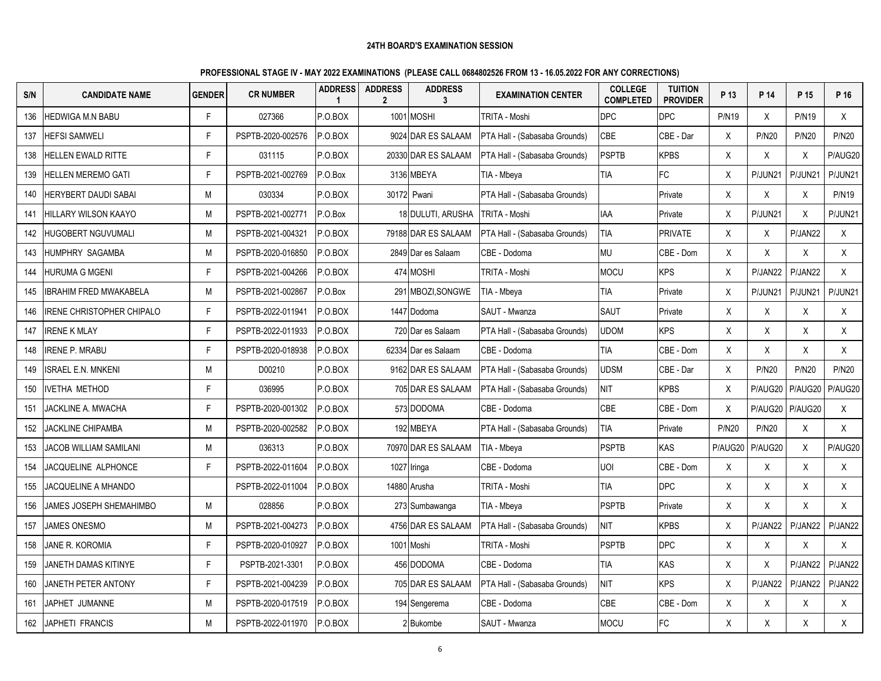**24TH BOARD'S EXAMINATION SESSION**

**PROFESSIONAL STAGE IV - MAY 2022 EXAMINATIONS (PLEASE CALL 0684802526 FROM 13 - 16.05.2022 FOR ANY CORRECTIONS)**

| S/N | CANDIDATE NAME | GENDER | CR NUMBER | ADDRESS 1 | ADDRESS 2 | ADDRESS 3 | EXAMINATION CENTER | COLLEGE COMPLETED | TUITION PROVIDER | P 13 | P 14 | P 15 | P 16 |
|---|---|---|---|---|---|---|---|---|---|---|---|---|---|
| 136 | HEDWIGA M.N BABU | F | 027366 | P.O.BOX | 1001 | MOSHI | TRITA - Moshi | DPC | DPC | P/N19 | X | P/N19 | X |
| 137 | HEFSI SAMWELI | F | PSPTB-2020-002576 | P.O.BOX | 9024 | DAR ES SALAAM | PTA Hall - (Sabasaba Grounds) | CBE | CBE - Dar | X | P/N20 | P/N20 | P/N20 |
| 138 | HELLEN EWALD RITTE | F | 031115 | P.O.BOX | 20330 | DAR ES SALAAM | PTA Hall - (Sabasaba Grounds) | PSPTB | KPBS | X | X | X | P/AUG20 |
| 139 | HELLEN MEREMO GATI | F | PSPTB-2021-002769 | P.O.Box | 3136 | MBEYA | TIA - Mbeya | TIA | FC | X | P/JUN21 | P/JUN21 | P/JUN21 |
| 140 | HERYBERT DAUDI SABAI | M | 030334 | P.O.BOX | 30172 | Pwani | PTA Hall - (Sabasaba Grounds) | | Private | X | X | X | P/N19 |
| 141 | HILLARY WILSON KAAYO | M | PSPTB-2021-002771 | P.O.Box | 18 | DULUTI, ARUSHA | TRITA - Moshi | IAA | Private | X | P/JUN21 | X | P/JUN21 |
| 142 | HUGOBERT NGUVUMALI | M | PSPTB-2021-004321 | P.O.BOX | 79188 | DAR ES SALAAM | PTA Hall - (Sabasaba Grounds) | TIA | PRIVATE | X | X | P/JAN22 | X |
| 143 | HUMPHRY SAGAMBA | M | PSPTB-2020-016850 | P.O.BOX | 2849 | Dar es Salaam | CBE - Dodoma | MU | CBE - Dom | X | X | X | X |
| 144 | HURUMA G MGENI | F | PSPTB-2021-004266 | P.O.BOX | 474 | MOSHI | TRITA - Moshi | MOCU | KPS | X | P/JAN22 | P/JAN22 | X |
| 145 | IBRAHIM FRED MWAKABELA | M | PSPTB-2021-002867 | P.O.Box | 291 | MBOZI,SONGWE | TIA - Mbeya | TIA | Private | X | P/JUN21 | P/JUN21 | P/JUN21 |
| 146 | IRENE CHRISTOPHER CHIPALO | F | PSPTB-2022-011941 | P.O.BOX | 1447 | Dodoma | SAUT - Mwanza | SAUT | Private | X | X | X | X |
| 147 | IRENE K MLAY | F | PSPTB-2022-011933 | P.O.BOX | 720 | Dar es Salaam | PTA Hall - (Sabasaba Grounds) | UDOM | KPS | X | X | X | X |
| 148 | IRENE P. MRABU | F | PSPTB-2020-018938 | P.O.BOX | 62334 | Dar es Salaam | CBE - Dodoma | TIA | CBE - Dom | X | X | X | X |
| 149 | ISRAEL E.N. MNKENI | M | D00210 | P.O.BOX | 9162 | DAR ES SALAAM | PTA Hall - (Sabasaba Grounds) | UDSM | CBE - Dar | X | P/N20 | P/N20 | P/N20 |
| 150 | IVETHA METHOD | F | 036995 | P.O.BOX | 705 | DAR ES SALAAM | PTA Hall - (Sabasaba Grounds) | NIT | KPBS | X | P/AUG20 | P/AUG20 | P/AUG20 |
| 151 | JACKLINE A. MWACHA | F | PSPTB-2020-001302 | P.O.BOX | 573 | DODOMA | CBE - Dodoma | CBE | CBE - Dom | X | P/AUG20 | P/AUG20 | X |
| 152 | JACKLINE CHIPAMBA | M | PSPTB-2020-002582 | P.O.BOX | 192 | MBEYA | PTA Hall - (Sabasaba Grounds) | TIA | Private | P/N20 | P/N20 | X | X |
| 153 | JACOB WILLIAM SAMILANI | M | 036313 | P.O.BOX | 70970 | DAR ES SALAAM | TIA - Mbeya | PSPTB | KAS | P/AUG20 | P/AUG20 | X | P/AUG20 |
| 154 | JACQUELINE ALPHONCE | F | PSPTB-2022-011604 | P.O.BOX | 1027 | Iringa | CBE - Dodoma | UOI | CBE - Dom | X | X | X | X |
| 155 | JACQUELINE A MHANDO | | PSPTB-2022-011004 | P.O.BOX | 14880 | Arusha | TRITA - Moshi | TIA | DPC | X | X | X | X |
| 156 | JAMES JOSEPH SHEMAHIMBO | M | 028856 | P.O.BOX | 273 | Sumbawanga | TIA - Mbeya | PSPTB | Private | X | X | X | X |
| 157 | JAMES ONESMO | M | PSPTB-2021-004273 | P.O.BOX | 4756 | DAR ES SALAAM | PTA Hall - (Sabasaba Grounds) | NIT | KPBS | X | P/JAN22 | P/JAN22 | P/JAN22 |
| 158 | JANE R. KOROMIA | F | PSPTB-2020-010927 | P.O.BOX | 1001 | Moshi | TRITA - Moshi | PSPTB | DPC | X | X | X | X |
| 159 | JANETH DAMAS KITINYE | F | PSPTB-2021-3301 | P.O.BOX | 456 | DODOMA | CBE - Dodoma | TIA | KAS | X | X | P/JAN22 | P/JAN22 |
| 160 | JANETH PETER ANTONY | F | PSPTB-2021-004239 | P.O.BOX | 705 | DAR ES SALAAM | PTA Hall - (Sabasaba Grounds) | NIT | KPS | X | P/JAN22 | P/JAN22 | P/JAN22 |
| 161 | JAPHET JUMANNE | M | PSPTB-2020-017519 | P.O.BOX | 194 | Sengerema | CBE - Dodoma | CBE | CBE - Dom | X | X | X | X |
| 162 | JAPHETI FRANCIS | M | PSPTB-2022-011970 | P.O.BOX | 2 | Bukombe | SAUT - Mwanza | MOCU | FC | X | X | X | X |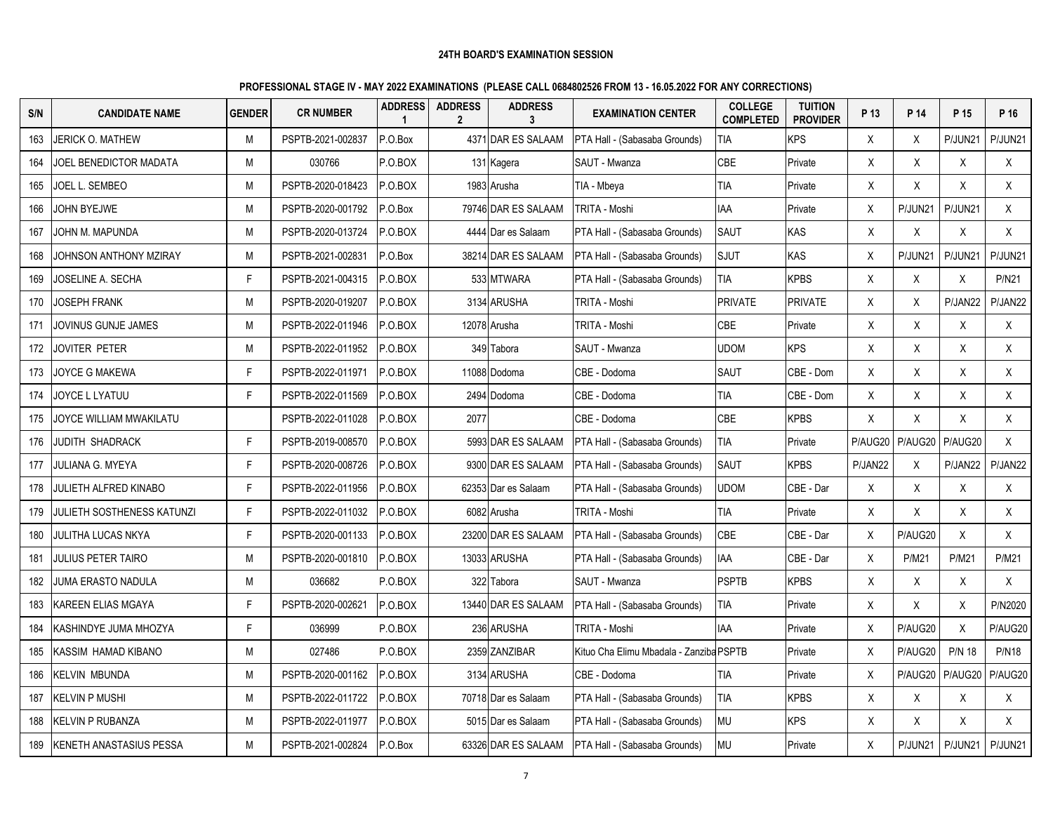**24TH BOARD'S EXAMINATION SESSION**

**PROFESSIONAL STAGE IV - MAY 2022 EXAMINATIONS (PLEASE CALL 0684802526 FROM 13 - 16.05.2022 FOR ANY CORRECTIONS)**

| S/N | CANDIDATE NAME | GENDER | CR NUMBER | ADDRESS 1 | ADDRESS 2 | ADDRESS 3 | EXAMINATION CENTER | COLLEGE COMPLETED | TUITION PROVIDER | P 13 | P 14 | P 15 | P 16 |
|---|---|---|---|---|---|---|---|---|---|---|---|---|---|
| 163 | JERICK O. MATHEW | M | PSPTB-2021-002837 | P.O.Box | 4371 | DAR ES SALAAM | PTA Hall - (Sabasaba Grounds) | TIA | KPS | X | X | P/JUN21 | P/JUN21 |
| 164 | JOEL BENEDICTOR MADATA | M | 030766 | P.O.BOX | 131 | Kagera | SAUT - Mwanza | CBE | Private | X | X | X | X |
| 165 | JOEL L. SEMBEO | M | PSPTB-2020-018423 | P.O.BOX | 1983 | Arusha | TIA - Mbeya | TIA | Private | X | X | X | X |
| 166 | JOHN BYEJWE | M | PSPTB-2020-001792 | P.O.Box | 79746 | DAR ES SALAAM | TRITA - Moshi | IAA | Private | X | P/JUN21 | P/JUN21 | X |
| 167 | JOHN M. MAPUNDA | M | PSPTB-2020-013724 | P.O.BOX | 4444 | Dar es Salaam | PTA Hall - (Sabasaba Grounds) | SAUT | KAS | X | X | X | X |
| 168 | JOHNSON ANTHONY MZIRAY | M | PSPTB-2021-002831 | P.O.Box | 38214 | DAR ES SALAAM | PTA Hall - (Sabasaba Grounds) | SJUT | KAS | X | P/JUN21 | P/JUN21 | P/JUN21 |
| 169 | JOSELINE A. SECHA | F | PSPTB-2021-004315 | P.O.BOX | 533 | MTWARA | PTA Hall - (Sabasaba Grounds) | TIA | KPBS | X | X | X | P/N21 |
| 170 | JOSEPH FRANK | M | PSPTB-2020-019207 | P.O.BOX | 3134 | ARUSHA | TRITA - Moshi | PRIVATE | PRIVATE | X | X | P/JAN22 | P/JAN22 |
| 171 | JOVINUS GUNJE JAMES | M | PSPTB-2022-011946 | P.O.BOX | 12078 | Arusha | TRITA - Moshi | CBE | Private | X | X | X | X |
| 172 | JOVITER PETER | M | PSPTB-2022-011952 | P.O.BOX | 349 | Tabora | SAUT - Mwanza | UDOM | KPS | X | X | X | X |
| 173 | JOYCE G MAKEWA | F | PSPTB-2022-011971 | P.O.BOX | 11088 | Dodoma | CBE - Dodoma | SAUT | CBE - Dom | X | X | X | X |
| 174 | JOYCE L LYATUU | F | PSPTB-2022-011569 | P.O.BOX | 2494 | Dodoma | CBE - Dodoma | TIA | CBE - Dom | X | X | X | X |
| 175 | JOYCE WILLIAM MWAKILATU | | PSPTB-2022-011028 | P.O.BOX | 2077 | | CBE - Dodoma | CBE | KPBS | X | X | X | X |
| 176 | JUDITH SHADRACK | F | PSPTB-2019-008570 | P.O.BOX | 5993 | DAR ES SALAAM | PTA Hall - (Sabasaba Grounds) | TIA | Private | P/AUG20 | P/AUG20 | P/AUG20 | X |
| 177 | JULIANA G. MYEYA | F | PSPTB-2020-008726 | P.O.BOX | 9300 | DAR ES SALAAM | PTA Hall - (Sabasaba Grounds) | SAUT | KPBS | P/JAN22 | X | P/JAN22 | P/JAN22 |
| 178 | JULIETH ALFRED KINABO | F | PSPTB-2022-011956 | P.O.BOX | 62353 | Dar es Salaam | PTA Hall - (Sabasaba Grounds) | UDOM | CBE - Dar | X | X | X | X |
| 179 | JULIETH SOSTHENESS KATUNZI | F | PSPTB-2022-011032 | P.O.BOX | 6082 | Arusha | TRITA - Moshi | TIA | Private | X | X | X | X |
| 180 | JULITHA LUCAS NKYA | F | PSPTB-2020-001133 | P.O.BOX | 23200 | DAR ES SALAAM | PTA Hall - (Sabasaba Grounds) | CBE | CBE - Dar | X | P/AUG20 | X | X |
| 181 | JULIUS PETER TAIRO | M | PSPTB-2020-001810 | P.O.BOX | 13033 | ARUSHA | PTA Hall - (Sabasaba Grounds) | IAA | CBE - Dar | X | P/M21 | P/M21 | P/M21 |
| 182 | JUMA ERASTO NADULA | M | 036682 | P.O.BOX | 322 | Tabora | SAUT - Mwanza | PSPTB | KPBS | X | X | X | X |
| 183 | KAREEN ELIAS MGAYA | F | PSPTB-2020-002621 | P.O.BOX | 13440 | DAR ES SALAAM | PTA Hall - (Sabasaba Grounds) | TIA | Private | X | X | X | P/N2020 |
| 184 | KASHINDYE JUMA MHOZYA | F | 036999 | P.O.BOX | 236 | ARUSHA | TRITA - Moshi | IAA | Private | X | P/AUG20 | X | P/AUG20 |
| 185 | KASSIM HAMAD KIBANO | M | 027486 | P.O.BOX | 2359 | ZANZIBAR | Kituo Cha Elimu Mbadala - Zanziba | PSPTB | Private | X | P/AUG20 | P/N 18 | P/N18 |
| 186 | KELVIN MBUNDA | M | PSPTB-2020-001162 | P.O.BOX | 3134 | ARUSHA | CBE - Dodoma | TIA | Private | X | P/AUG20 | P/AUG20 | P/AUG20 |
| 187 | KELVIN P MUSHI | M | PSPTB-2022-011722 | P.O.BOX | 70718 | Dar es Salaam | PTA Hall - (Sabasaba Grounds) | TIA | KPBS | X | X | X | X |
| 188 | KELVIN P RUBANZA | M | PSPTB-2022-011977 | P.O.BOX | 5015 | Dar es Salaam | PTA Hall - (Sabasaba Grounds) | MU | KPS | X | X | X | X |
| 189 | KENETH ANASTASIUS PESSA | M | PSPTB-2021-002824 | P.O.Box | 63326 | DAR ES SALAAM | PTA Hall - (Sabasaba Grounds) | MU | Private | X | P/JUN21 | P/JUN21 | P/JUN21 |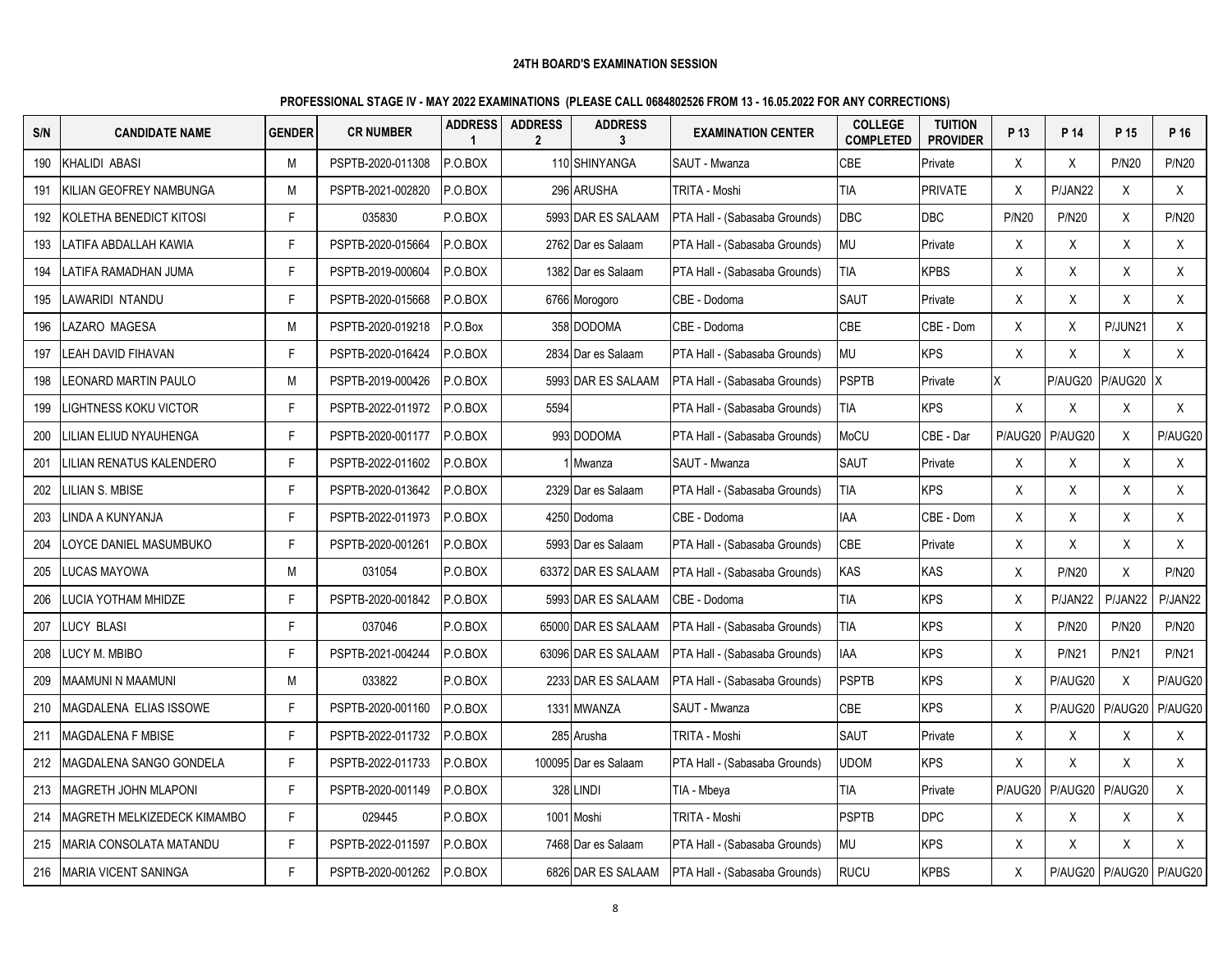**24TH BOARD'S EXAMINATION SESSION**

**PROFESSIONAL STAGE IV - MAY 2022 EXAMINATIONS (PLEASE CALL 0684802526 FROM 13 - 16.05.2022 FOR ANY CORRECTIONS)**

| S/N | CANDIDATE NAME | GENDER | CR NUMBER | ADDRESS 1 | ADDRESS 2 | ADDRESS 3 | EXAMINATION CENTER | COLLEGE COMPLETED | TUITION PROVIDER | P 13 | P 14 | P 15 | P 16 |
|---|---|---|---|---|---|---|---|---|---|---|---|---|---|
| 190 | KHALIDI ABASI | M | PSPTB-2020-011308 | P.O.BOX | 110 | SHINYANGA | SAUT - Mwanza | CBE | Private | X | X | P/N20 | P/N20 |
| 191 | KILIAN GEOFREY NAMBUNGA | M | PSPTB-2021-002820 | P.O.BOX | 296 | ARUSHA | TRITA - Moshi | TIA | PRIVATE | X | P/JAN22 | X | X |
| 192 | KOLETHA BENEDICT KITOSI | F | 035830 | P.O.BOX | 5993 | DAR ES SALAAM | PTA Hall - (Sabasaba Grounds) | DBC | DBC | P/N20 | P/N20 | X | P/N20 |
| 193 | LATIFA ABDALLAH KAWIA | F | PSPTB-2020-015664 | P.O.BOX | 2762 | Dar es Salaam | PTA Hall - (Sabasaba Grounds) | MU | Private | X | X | X | X |
| 194 | LATIFA RAMADHAN JUMA | F | PSPTB-2019-000604 | P.O.BOX | 1382 | Dar es Salaam | PTA Hall - (Sabasaba Grounds) | TIA | KPBS | X | X | X | X |
| 195 | LAWARIDI NTANDU | F | PSPTB-2020-015668 | P.O.BOX | 6766 | Morogoro | CBE - Dodoma | SAUT | Private | X | X | X | X |
| 196 | LAZARO MAGESA | M | PSPTB-2020-019218 | P.O.Box | 358 | DODOMA | CBE - Dodoma | CBE | CBE - Dom | X | X | P/JUN21 | X |
| 197 | LEAH DAVID FIHAVAN | F | PSPTB-2020-016424 | P.O.BOX | 2834 | Dar es Salaam | PTA Hall - (Sabasaba Grounds) | MU | KPS | X | X | X | X |
| 198 | LEONARD MARTIN PAULO | M | PSPTB-2019-000426 | P.O.BOX | 5993 | DAR ES SALAAM | PTA Hall - (Sabasaba Grounds) | PSPTB | Private | X | P/AUG20 | P/AUG20 | X |
| 199 | LIGHTNESS KOKU VICTOR | F | PSPTB-2022-011972 | P.O.BOX | 5594 | | PTA Hall - (Sabasaba Grounds) | TIA | KPS | X | X | X | X |
| 200 | LILIAN ELIUD NYAUHENGA | F | PSPTB-2020-001177 | P.O.BOX | 993 | DODOMA | PTA Hall - (Sabasaba Grounds) | MoCU | CBE - Dar | P/AUG20 | P/AUG20 | X | P/AUG20 |
| 201 | LILIAN RENATUS KALENDERO | F | PSPTB-2022-011602 | P.O.BOX | 1 | Mwanza | SAUT - Mwanza | SAUT | Private | X | X | X | X |
| 202 | LILIAN S. MBISE | F | PSPTB-2020-013642 | P.O.BOX | 2329 | Dar es Salaam | PTA Hall - (Sabasaba Grounds) | TIA | KPS | X | X | X | X |
| 203 | LINDA A KUNYANJA | F | PSPTB-2022-011973 | P.O.BOX | 4250 | Dodoma | CBE - Dodoma | IAA | CBE - Dom | X | X | X | X |
| 204 | LOYCE DANIEL MASUMBUKO | F | PSPTB-2020-001261 | P.O.BOX | 5993 | Dar es Salaam | PTA Hall - (Sabasaba Grounds) | CBE | Private | X | X | X | X |
| 205 | LUCAS MAYOWA | M | 031054 | P.O.BOX | 63372 | DAR ES SALAAM | PTA Hall - (Sabasaba Grounds) | KAS | KAS | X | P/N20 | X | P/N20 |
| 206 | LUCIA YOTHAM MHIDZE | F | PSPTB-2020-001842 | P.O.BOX | 5993 | DAR ES SALAAM | CBE - Dodoma | TIA | KPS | X | P/JAN22 | P/JAN22 | P/JAN22 |
| 207 | LUCY BLASI | F | 037046 | P.O.BOX | 65000 | DAR ES SALAAM | PTA Hall - (Sabasaba Grounds) | TIA | KPS | X | P/N20 | P/N20 | P/N20 |
| 208 | LUCY M. MBIBO | F | PSPTB-2021-004244 | P.O.BOX | 63096 | DAR ES SALAAM | PTA Hall - (Sabasaba Grounds) | IAA | KPS | X | P/N21 | P/N21 | P/N21 |
| 209 | MAAMUNI N MAAMUNI | M | 033822 | P.O.BOX | 2233 | DAR ES SALAAM | PTA Hall - (Sabasaba Grounds) | PSPTB | KPS | X | P/AUG20 | X | P/AUG20 |
| 210 | MAGDALENA ELIAS ISSOWE | F | PSPTB-2020-001160 | P.O.BOX | 1331 | MWANZA | SAUT - Mwanza | CBE | KPS | X | P/AUG20 | P/AUG20 | P/AUG20 |
| 211 | MAGDALENA F MBISE | F | PSPTB-2022-011732 | P.O.BOX | 285 | Arusha | TRITA - Moshi | SAUT | Private | X | X | X | X |
| 212 | MAGDALENA SANGO GONDELA | F | PSPTB-2022-011733 | P.O.BOX | 100095 | Dar es Salaam | PTA Hall - (Sabasaba Grounds) | UDOM | KPS | X | X | X | X |
| 213 | MAGRETH JOHN MLAPONI | F | PSPTB-2020-001149 | P.O.BOX | 328 | LINDI | TIA - Mbeya | TIA | Private | P/AUG20 | P/AUG20 | P/AUG20 | X |
| 214 | MAGRETH MELKIZEDECK KIMAMBO | F | 029445 | P.O.BOX | 1001 | Moshi | TRITA - Moshi | PSPTB | DPC | X | X | X | X |
| 215 | MARIA CONSOLATA MATANDU | F | PSPTB-2022-011597 | P.O.BOX | 7468 | Dar es Salaam | PTA Hall - (Sabasaba Grounds) | MU | KPS | X | X | X | X |
| 216 | MARIA VICENT SANINGA | F | PSPTB-2020-001262 | P.O.BOX | 6826 | DAR ES SALAAM | PTA Hall - (Sabasaba Grounds) | RUCU | KPBS | X | P/AUG20 | P/AUG20 | P/AUG20 |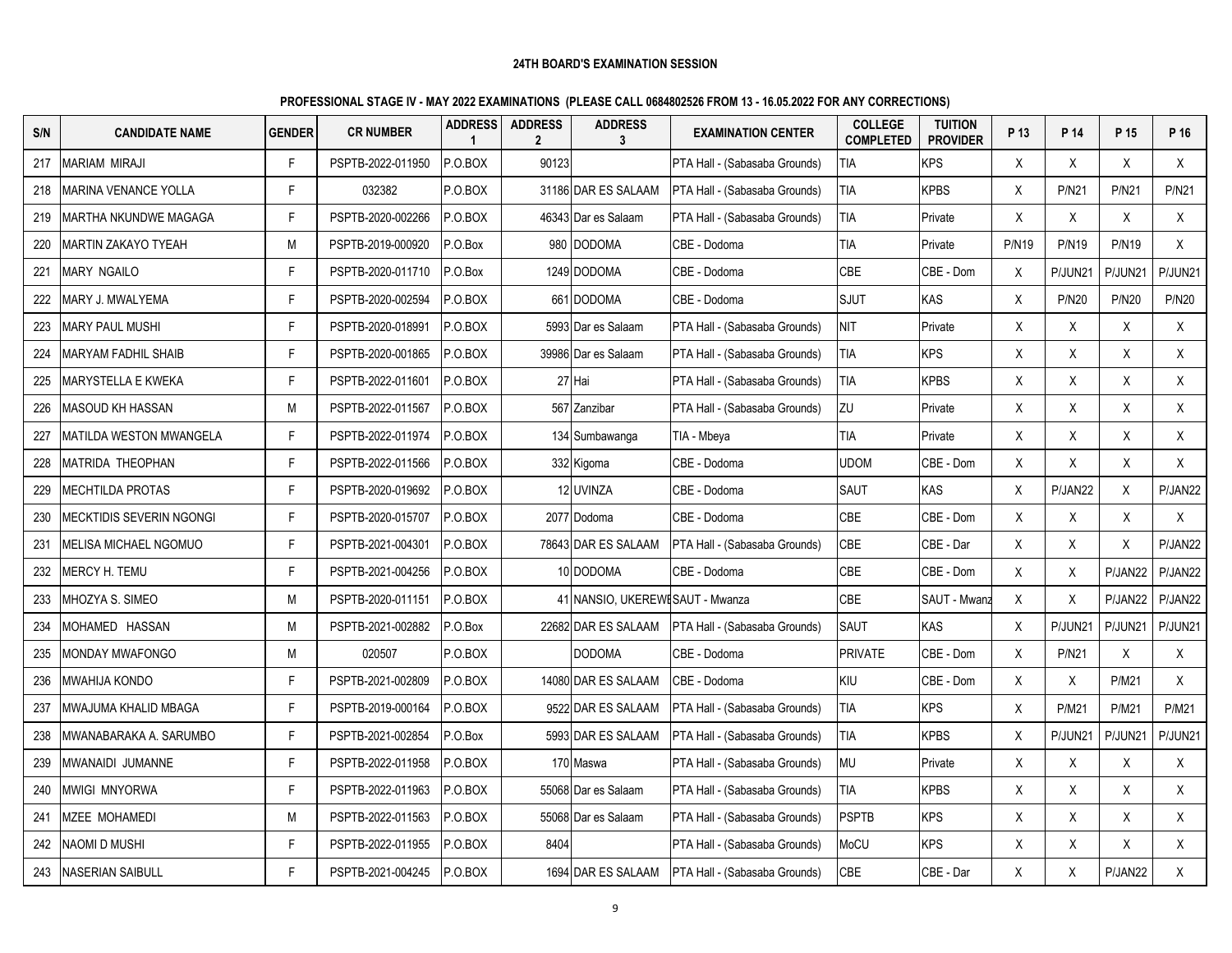**24TH BOARD'S EXAMINATION SESSION**

**PROFESSIONAL STAGE IV - MAY 2022 EXAMINATIONS (PLEASE CALL 0684802526 FROM 13 - 16.05.2022 FOR ANY CORRECTIONS)**

| S/N | CANDIDATE NAME | GENDER | CR NUMBER | ADDRESS 1 | ADDRESS 2 | ADDRESS 3 | EXAMINATION CENTER | COLLEGE COMPLETED | TUITION PROVIDER | P 13 | P 14 | P 15 | P 16 |
|---|---|---|---|---|---|---|---|---|---|---|---|---|---|
| 217 | MARIAM MIRAJI | F | PSPTB-2022-011950 | P.O.BOX | 90123 | | PTA Hall - (Sabasaba Grounds) | TIA | KPS | X | X | X | X |
| 218 | MARINA VENANCE YOLLA | F | 032382 | P.O.BOX | 31186 | DAR ES SALAAM | PTA Hall - (Sabasaba Grounds) | TIA | KPBS | X | P/N21 | P/N21 | P/N21 |
| 219 | MARTHA NKUNDWE MAGAGA | F | PSPTB-2020-002266 | P.O.BOX | 46343 | Dar es Salaam | PTA Hall - (Sabasaba Grounds) | TIA | Private | X | X | X | X |
| 220 | MARTIN ZAKAYO TYEAH | M | PSPTB-2019-000920 | P.O.Box | 980 | DODOMA | CBE - Dodoma | TIA | Private | P/N19 | P/N19 | P/N19 | X |
| 221 | MARY NGAILO | F | PSPTB-2020-011710 | P.O.Box | 1249 | DODOMA | CBE - Dodoma | CBE | CBE - Dom | X | P/JUN21 | P/JUN21 | P/JUN21 |
| 222 | MARY J. MWALYEMA | F | PSPTB-2020-002594 | P.O.BOX | 661 | DODOMA | CBE - Dodoma | SJUT | KAS | X | P/N20 | P/N20 | P/N20 |
| 223 | MARY PAUL MUSHI | F | PSPTB-2020-018991 | P.O.BOX | 5993 | Dar es Salaam | PTA Hall - (Sabasaba Grounds) | NIT | Private | X | X | X | X |
| 224 | MARYAM FADHIL SHAIB | F | PSPTB-2020-001865 | P.O.BOX | 39986 | Dar es Salaam | PTA Hall - (Sabasaba Grounds) | TIA | KPS | X | X | X | X |
| 225 | MARYSTELLA E KWEKA | F | PSPTB-2022-011601 | P.O.BOX | 27 | Hai | PTA Hall - (Sabasaba Grounds) | TIA | KPBS | X | X | X | X |
| 226 | MASOUD KH HASSAN | M | PSPTB-2022-011567 | P.O.BOX | 567 | Zanzibar | PTA Hall - (Sabasaba Grounds) | ZU | Private | X | X | X | X |
| 227 | MATILDA WESTON MWANGELA | F | PSPTB-2022-011974 | P.O.BOX | 134 | Sumbawanga | TIA - Mbeya | TIA | Private | X | X | X | X |
| 228 | MATRIDA THEOPHAN | F | PSPTB-2022-011566 | P.O.BOX | 332 | Kigoma | CBE - Dodoma | UDOM | CBE - Dom | X | X | X | X |
| 229 | MECHTILDA PROTAS | F | PSPTB-2020-019692 | P.O.BOX | 12 | UVINZA | CBE - Dodoma | SAUT | KAS | X | P/JAN22 | X | P/JAN22 |
| 230 | MECKTIDIS SEVERIN NGONGI | F | PSPTB-2020-015707 | P.O.BOX | 2077 | Dodoma | CBE - Dodoma | CBE | CBE - Dom | X | X | X | X |
| 231 | MELISA MICHAEL NGOMUO | F | PSPTB-2021-004301 | P.O.BOX | 78643 | DAR ES SALAAM | PTA Hall - (Sabasaba Grounds) | CBE | CBE - Dar | X | X | X | P/JAN22 |
| 232 | MERCY H. TEMU | F | PSPTB-2021-004256 | P.O.BOX | 10 | DODOMA | CBE - Dodoma | CBE | CBE - Dom | X | X | P/JAN22 | P/JAN22 |
| 233 | MHOZYA S. SIMEO | M | PSPTB-2020-011151 | P.O.BOX | 41 | NANSIO, UKEREWE | SAUT - Mwanza | CBE | SAUT - Mwanz | X | X | P/JAN22 | P/JAN22 |
| 234 | MOHAMED HASSAN | M | PSPTB-2021-002882 | P.O.Box | 22682 | DAR ES SALAAM | PTA Hall - (Sabasaba Grounds) | SAUT | KAS | X | P/JUN21 | P/JUN21 | P/JUN21 |
| 235 | MONDAY MWAFONGO | M | 020507 | P.O.BOX | | DODOMA | CBE - Dodoma | PRIVATE | CBE - Dom | X | P/N21 | X | X |
| 236 | MWAHIJA KONDO | F | PSPTB-2021-002809 | P.O.BOX | 14080 | DAR ES SALAAM | CBE - Dodoma | KIU | CBE - Dom | X | X | P/M21 | X |
| 237 | MWAJUMA KHALID MBAGA | F | PSPTB-2019-000164 | P.O.BOX | 9522 | DAR ES SALAAM | PTA Hall - (Sabasaba Grounds) | TIA | KPS | X | P/M21 | P/M21 | P/M21 |
| 238 | MWANABARAKA A. SARUMBO | F | PSPTB-2021-002854 | P.O.Box | 5993 | DAR ES SALAAM | PTA Hall - (Sabasaba Grounds) | TIA | KPBS | X | P/JUN21 | P/JUN21 | P/JUN21 |
| 239 | MWANAIDI JUMANNE | F | PSPTB-2022-011958 | P.O.BOX | 170 | Maswa | PTA Hall - (Sabasaba Grounds) | MU | Private | X | X | X | X |
| 240 | MWIGI MNYORWA | F | PSPTB-2022-011963 | P.O.BOX | 55068 | Dar es Salaam | PTA Hall - (Sabasaba Grounds) | TIA | KPBS | X | X | X | X |
| 241 | MZEE MOHAMEDI | M | PSPTB-2022-011563 | P.O.BOX | 55068 | Dar es Salaam | PTA Hall - (Sabasaba Grounds) | PSPTB | KPS | X | X | X | X |
| 242 | NAOMI D MUSHI | F | PSPTB-2022-011955 | P.O.BOX | 8404 | | PTA Hall - (Sabasaba Grounds) | MoCU | KPS | X | X | X | X |
| 243 | NASERIAN SAIBULL | F | PSPTB-2021-004245 | P.O.BOX | 1694 | DAR ES SALAAM | PTA Hall - (Sabasaba Grounds) | CBE | CBE - Dar | X | X | P/JAN22 | X |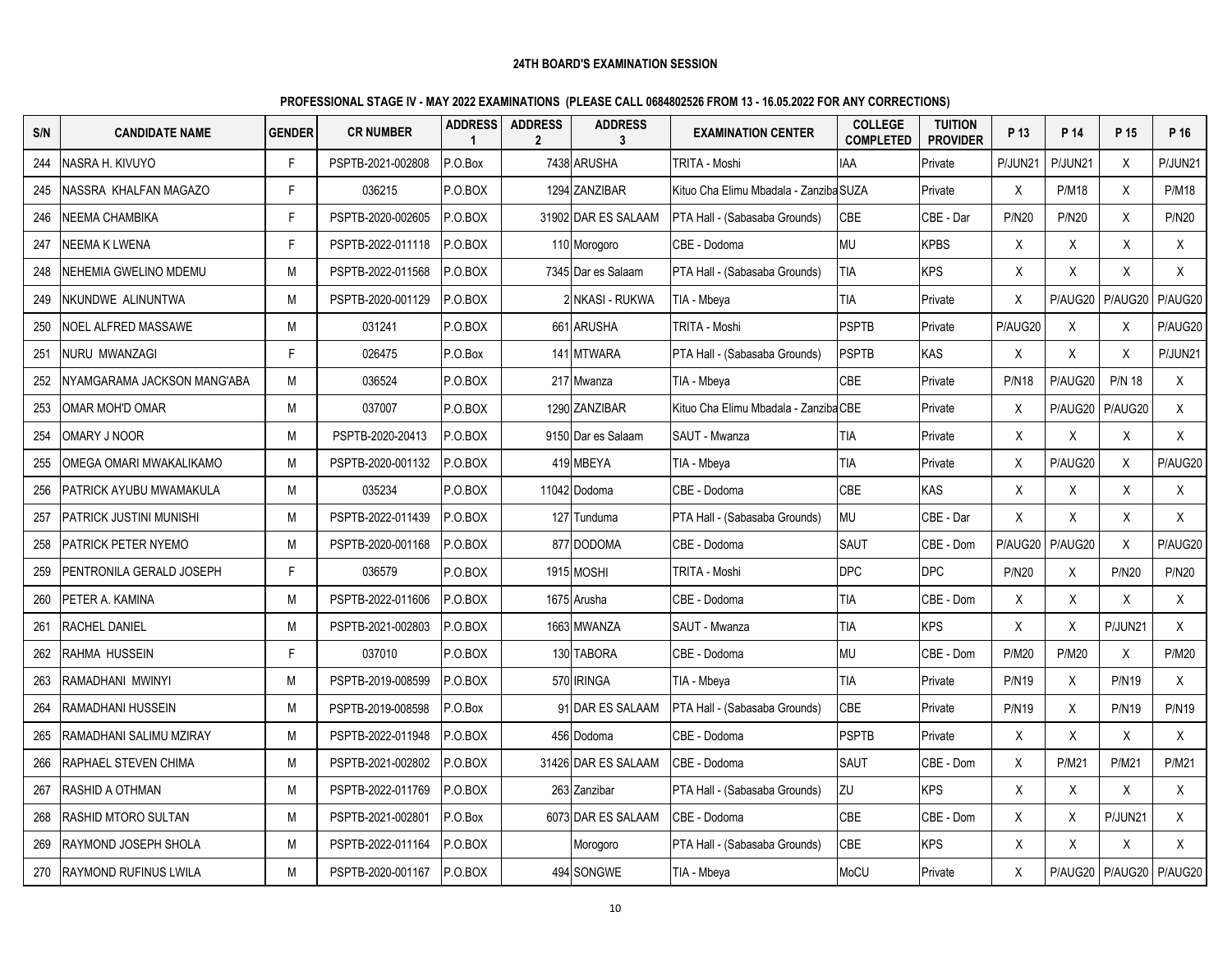**24TH BOARD'S EXAMINATION SESSION**

**PROFESSIONAL STAGE IV - MAY 2022 EXAMINATIONS (PLEASE CALL 0684802526 FROM 13 - 16.05.2022 FOR ANY CORRECTIONS)**

| S/N | CANDIDATE NAME | GENDER | CR NUMBER | ADDRESS 1 | ADDRESS 2 | ADDRESS 3 | EXAMINATION CENTER | COLLEGE COMPLETED | TUITION PROVIDER | P 13 | P 14 | P 15 | P 16 |
|---|---|---|---|---|---|---|---|---|---|---|---|---|---|
| 244 | NASRA H. KIVUYO | F | PSPTB-2021-002808 | P.O.Box | 7438 | ARUSHA | TRITA - Moshi | IAA | Private | P/JUN21 | P/JUN21 | X | P/JUN21 |
| 245 | NASSRA KHALFAN MAGAZO | F | 036215 | P.O.BOX | 1294 | ZANZIBAR | Kituo Cha Elimu Mbadala - Zanziba | SUZA | Private | X | P/M18 | X | P/M18 |
| 246 | NEEMA CHAMBIKA | F | PSPTB-2020-002605 | P.O.BOX | 31902 | DAR ES SALAAM | PTA Hall - (Sabasaba Grounds) | CBE | CBE - Dar | P/N20 | P/N20 | X | P/N20 |
| 247 | NEEMA K LWENA | F | PSPTB-2022-011118 | P.O.BOX | 110 | Morogoro | CBE - Dodoma | MU | KPBS | X | X | X | X |
| 248 | NEHEMIA GWELINO MDEMU | M | PSPTB-2022-011568 | P.O.BOX | 7345 | Dar es Salaam | PTA Hall - (Sabasaba Grounds) | TIA | KPS | X | X | X | X |
| 249 | NKUNDWE ALINUNTWA | M | PSPTB-2020-001129 | P.O.BOX | 2 | NKASI - RUKWA | TIA - Mbeya | TIA | Private | X | P/AUG20 | P/AUG20 | P/AUG20 |
| 250 | NOEL ALFRED MASSAWE | M | 031241 | P.O.BOX | 661 | ARUSHA | TRITA - Moshi | PSPTB | Private | P/AUG20 | X | X | P/AUG20 |
| 251 | NURU MWANZAGI | F | 026475 | P.O.Box | 141 | MTWARA | PTA Hall - (Sabasaba Grounds) | PSPTB | KAS | X | X | X | P/JUN21 |
| 252 | NYAMGARAMA JACKSON MANG'ABA | M | 036524 | P.O.BOX | 217 | Mwanza | TIA - Mbeya | CBE | Private | P/N18 | P/AUG20 | P/N 18 | X |
| 253 | OMAR MOH'D OMAR | M | 037007 | P.O.BOX | 1290 | ZANZIBAR | Kituo Cha Elimu Mbadala - Zanziba | CBE | Private | X | P/AUG20 | P/AUG20 | X |
| 254 | OMARY J NOOR | M | PSPTB-2020-20413 | P.O.BOX | 9150 | Dar es Salaam | SAUT - Mwanza | TIA | Private | X | X | X | X |
| 255 | OMEGA OMARI MWAKALIKAMO | M | PSPTB-2020-001132 | P.O.BOX | 419 | MBEYA | TIA - Mbeya | TIA | Private | X | P/AUG20 | X | P/AUG20 |
| 256 | PATRICK AYUBU MWAMAKULA | M | 035234 | P.O.BOX | 11042 | Dodoma | CBE - Dodoma | CBE | KAS | X | X | X | X |
| 257 | PATRICK JUSTINI MUNISHI | M | PSPTB-2022-011439 | P.O.BOX | 127 | Tunduma | PTA Hall - (Sabasaba Grounds) | MU | CBE - Dar | X | X | X | X |
| 258 | PATRICK PETER NYEMO | M | PSPTB-2020-001168 | P.O.BOX | 877 | DODOMA | CBE - Dodoma | SAUT | CBE - Dom | P/AUG20 | P/AUG20 | X | P/AUG20 |
| 259 | PENTRONILA GERALD JOSEPH | F | 036579 | P.O.BOX | 1915 | MOSHI | TRITA - Moshi | DPC | DPC | P/N20 | X | P/N20 | P/N20 |
| 260 | PETER A. KAMINA | M | PSPTB-2022-011606 | P.O.BOX | 1675 | Arusha | CBE - Dodoma | TIA | CBE - Dom | X | X | X | X |
| 261 | RACHEL DANIEL | M | PSPTB-2021-002803 | P.O.BOX | 1663 | MWANZA | SAUT - Mwanza | TIA | KPS | X | X | P/JUN21 | X |
| 262 | RAHMA HUSSEIN | F | 037010 | P.O.BOX | 130 | TABORA | CBE - Dodoma | MU | CBE - Dom | P/M20 | P/M20 | X | P/M20 |
| 263 | RAMADHANI MWINYI | M | PSPTB-2019-008599 | P.O.BOX | 570 | IRINGA | TIA - Mbeya | TIA | Private | P/N19 | X | P/N19 | X |
| 264 | RAMADHANI HUSSEIN | M | PSPTB-2019-008598 | P.O.Box | 91 | DAR ES SALAAM | PTA Hall - (Sabasaba Grounds) | CBE | Private | P/N19 | X | P/N19 | P/N19 |
| 265 | RAMADHANI SALIMU MZIRAY | M | PSPTB-2022-011948 | P.O.BOX | 456 | Dodoma | CBE - Dodoma | PSPTB | Private | X | X | X | X |
| 266 | RAPHAEL STEVEN CHIMA | M | PSPTB-2021-002802 | P.O.BOX | 31426 | DAR ES SALAAM | CBE - Dodoma | SAUT | CBE - Dom | X | P/M21 | P/M21 | P/M21 |
| 267 | RASHID A OTHMAN | M | PSPTB-2022-011769 | P.O.BOX | 263 | Zanzibar | PTA Hall - (Sabasaba Grounds) | ZU | KPS | X | X | X | X |
| 268 | RASHID MTORO SULTAN | M | PSPTB-2021-002801 | P.O.Box | 6073 | DAR ES SALAAM | CBE - Dodoma | CBE | CBE - Dom | X | X | P/JUN21 | X |
| 269 | RAYMOND JOSEPH SHOLA | M | PSPTB-2022-011164 | P.O.BOX | | Morogoro | PTA Hall - (Sabasaba Grounds) | CBE | KPS | X | X | X | X |
| 270 | RAYMOND RUFINUS LWILA | M | PSPTB-2020-001167 | P.O.BOX | 494 | SONGWE | TIA - Mbeya | MoCU | Private | X | P/AUG20 | P/AUG20 | P/AUG20 |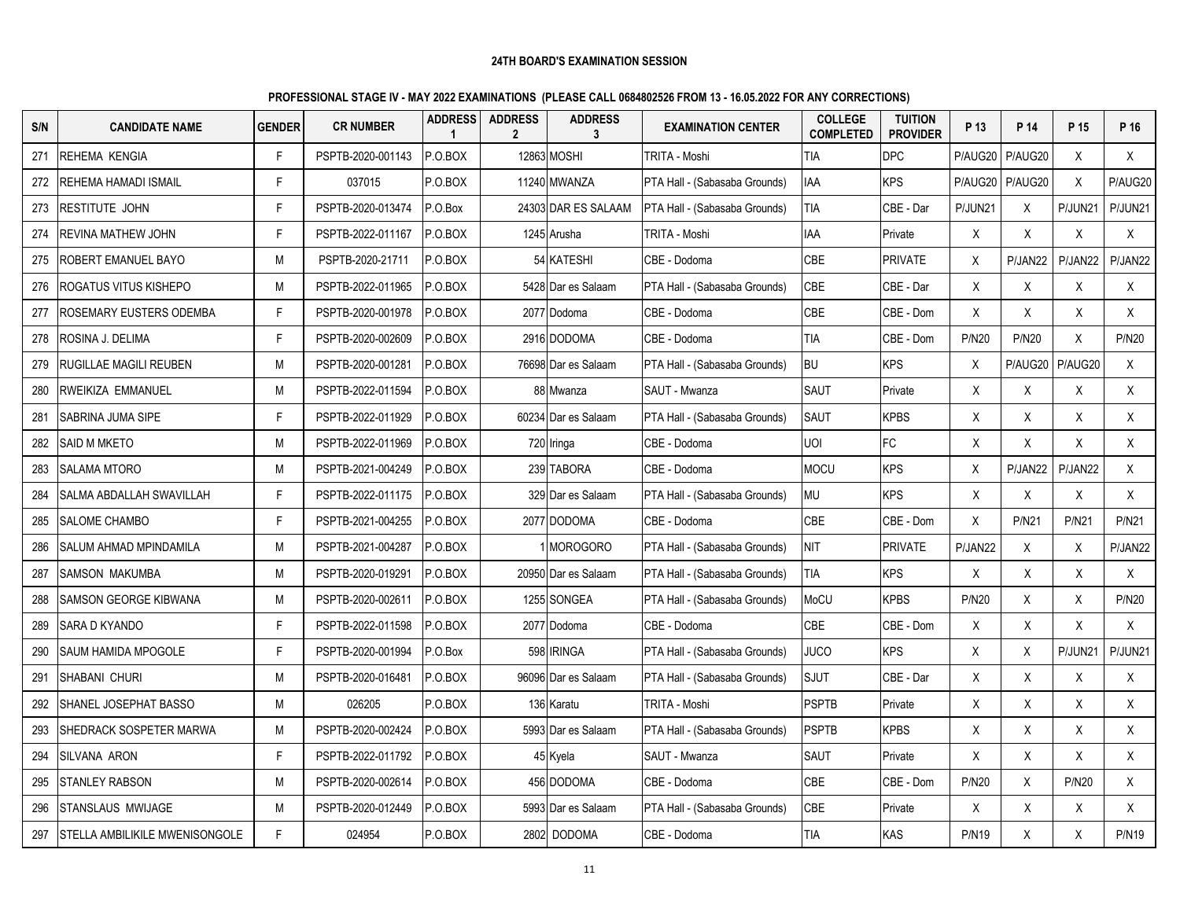**24TH BOARD'S EXAMINATION SESSION**

**PROFESSIONAL STAGE IV - MAY 2022 EXAMINATIONS (PLEASE CALL 0684802526 FROM 13 - 16.05.2022 FOR ANY CORRECTIONS)**

| S/N | CANDIDATE NAME | GENDER | CR NUMBER | ADDRESS 1 | ADDRESS 2 | ADDRESS 3 | EXAMINATION CENTER | COLLEGE COMPLETED | TUITION PROVIDER | P 13 | P 14 | P 15 | P 16 |
|---|---|---|---|---|---|---|---|---|---|---|---|---|---|
| 271 | REHEMA KENGIA | F | PSPTB-2020-001143 | P.O.BOX | 12863 | MOSHI | TRITA - Moshi | TIA | DPC | P/AUG20 | P/AUG20 | X | X |
| 272 | REHEMA HAMADI ISMAIL | F | 037015 | P.O.BOX | 11240 | MWANZA | PTA Hall - (Sabasaba Grounds) | IAA | KPS | P/AUG20 | P/AUG20 | X | P/AUG20 |
| 273 | RESTITUTE JOHN | F | PSPTB-2020-013474 | P.O.Box | 24303 | DAR ES SALAAM | PTA Hall - (Sabasaba Grounds) | TIA | CBE - Dar | P/JUN21 | X | P/JUN21 | P/JUN21 |
| 274 | REVINA MATHEW JOHN | F | PSPTB-2022-011167 | P.O.BOX | 1245 | Arusha | TRITA - Moshi | IAA | Private | X | X | X | X |
| 275 | ROBERT EMANUEL BAYO | M | PSPTB-2020-21711 | P.O.BOX | 54 | KATESHI | CBE - Dodoma | CBE | PRIVATE | X | P/JAN22 | P/JAN22 | P/JAN22 |
| 276 | ROGATUS VITUS KISHEPO | M | PSPTB-2022-011965 | P.O.BOX | 5428 | Dar es Salaam | PTA Hall - (Sabasaba Grounds) | CBE | CBE - Dar | X | X | X | X |
| 277 | ROSEMARY EUSTERS ODEMBA | F | PSPTB-2020-001978 | P.O.BOX | 2077 | Dodoma | CBE - Dodoma | CBE | CBE - Dom | X | X | X | X |
| 278 | ROSINA J. DELIMA | F | PSPTB-2020-002609 | P.O.BOX | 2916 | DODOMA | CBE - Dodoma | TIA | CBE - Dom | P/N20 | P/N20 | X | P/N20 |
| 279 | RUGILLAE MAGILI REUBEN | M | PSPTB-2020-001281 | P.O.BOX | 76698 | Dar es Salaam | PTA Hall - (Sabasaba Grounds) | BU | KPS | X | P/AUG20 | P/AUG20 | X |
| 280 | RWEIKIZA EMMANUEL | M | PSPTB-2022-011594 | P.O.BOX | 88 | Mwanza | SAUT - Mwanza | SAUT | Private | X | X | X | X |
| 281 | SABRINA JUMA SIPE | F | PSPTB-2022-011929 | P.O.BOX | 60234 | Dar es Salaam | PTA Hall - (Sabasaba Grounds) | SAUT | KPBS | X | X | X | X |
| 282 | SAID M MKETO | M | PSPTB-2022-011969 | P.O.BOX | 720 | Iringa | CBE - Dodoma | UOI | FC | X | X | X | X |
| 283 | SALAMA MTORO | M | PSPTB-2021-004249 | P.O.BOX | 239 | TABORA | CBE - Dodoma | MOCU | KPS | X | P/JAN22 | P/JAN22 | X |
| 284 | SALMA ABDALLAH SWAVILLAH | F | PSPTB-2022-011175 | P.O.BOX | 329 | Dar es Salaam | PTA Hall - (Sabasaba Grounds) | MU | KPS | X | X | X | X |
| 285 | SALOME CHAMBO | F | PSPTB-2021-004255 | P.O.BOX | 2077 | DODOMA | CBE - Dodoma | CBE | CBE - Dom | X | P/N21 | P/N21 | P/N21 |
| 286 | SALUM AHMAD MPINDAMILA | M | PSPTB-2021-004287 | P.O.BOX | 1 | MOROGORO | PTA Hall - (Sabasaba Grounds) | NIT | PRIVATE | P/JAN22 | X | X | P/JAN22 |
| 287 | SAMSON MAKUMBA | M | PSPTB-2020-019291 | P.O.BOX | 20950 | Dar es Salaam | PTA Hall - (Sabasaba Grounds) | TIA | KPS | X | X | X | X |
| 288 | SAMSON GEORGE KIBWANA | M | PSPTB-2020-002611 | P.O.BOX | 1255 | SONGEA | PTA Hall - (Sabasaba Grounds) | MoCU | KPBS | P/N20 | X | X | P/N20 |
| 289 | SARA D KYANDO | F | PSPTB-2022-011598 | P.O.BOX | 2077 | Dodoma | CBE - Dodoma | CBE | CBE - Dom | X | X | X | X |
| 290 | SAUM HAMIDA MPOGOLE | F | PSPTB-2020-001994 | P.O.Box | 598 | IRINGA | PTA Hall - (Sabasaba Grounds) | JUCO | KPS | X | X | P/JUN21 | P/JUN21 |
| 291 | SHABANI CHURI | M | PSPTB-2020-016481 | P.O.BOX | 96096 | Dar es Salaam | PTA Hall - (Sabasaba Grounds) | SJUT | CBE - Dar | X | X | X | X |
| 292 | SHANEL JOSEPHAT BASSO | M | 026205 | P.O.BOX | 136 | Karatu | TRITA - Moshi | PSPTB | Private | X | X | X | X |
| 293 | SHEDRACK SOSPETER MARWA | M | PSPTB-2020-002424 | P.O.BOX | 5993 | Dar es Salaam | PTA Hall - (Sabasaba Grounds) | PSPTB | KPBS | X | X | X | X |
| 294 | SILVANA ARON | F | PSPTB-2022-011792 | P.O.BOX | 45 | Kyela | SAUT - Mwanza | SAUT | Private | X | X | X | X |
| 295 | STANLEY RABSON | M | PSPTB-2020-002614 | P.O.BOX | 456 | DODOMA | CBE - Dodoma | CBE | CBE - Dom | P/N20 | X | P/N20 | X |
| 296 | STANSLAUS MWIJAGE | M | PSPTB-2020-012449 | P.O.BOX | 5993 | Dar es Salaam | PTA Hall - (Sabasaba Grounds) | CBE | Private | X | X | X | X |
| 297 | STELLA AMBILIKILE MWENISONGOLE | F | 024954 | P.O.BOX | 2802 | DODOMA | CBE - Dodoma | TIA | KAS | P/N19 | X | X | P/N19 |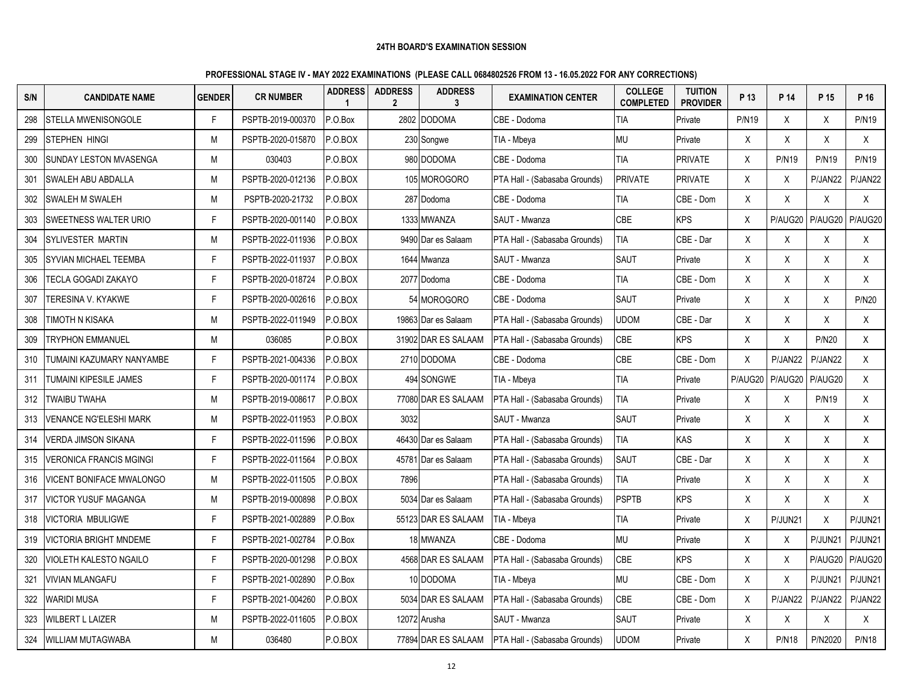#### 24TH BOARD'S EXAMINATION SESSION

#### PROFESSIONAL STAGE IV - MAY 2022 EXAMINATIONS (PLEASE CALL 0684802526 FROM 13 - 16.05.2022 FOR ANY CORRECTIONS)

| S/N | CANDIDATE NAME | GENDER | CR NUMBER | ADDRESS 1 | ADDRESS 2 | ADDRESS 3 | EXAMINATION CENTER | COLLEGE COMPLETED | TUITION PROVIDER | P 13 | P 14 | P 15 | P 16 |
|---|---|---|---|---|---|---|---|---|---|---|---|---|---|
| 298 | STELLA MWENISONGOLE | F | PSPTB-2019-000370 | P.O.Box | 2802 | DODOMA | CBE - Dodoma | TIA | Private | P/N19 | X | X | P/N19 |
| 299 | STEPHEN HINGI | M | PSPTB-2020-015870 | P.O.BOX | 230 | Songwe | TIA - Mbeya | MU | Private | X | X | X | X |
| 300 | SUNDAY LESTON MVASENGA | M | 030403 | P.O.BOX | 980 | DODOMA | CBE - Dodoma | TIA | PRIVATE | X | P/N19 | P/N19 | P/N19 |
| 301 | SWALEH ABU ABDALLA | M | PSPTB-2020-012136 | P.O.BOX | 105 | MOROGORO | PTA Hall - (Sabasaba Grounds) | PRIVATE | PRIVATE | X | X | P/JAN22 | P/JAN22 |
| 302 | SWALEH M SWALEH | M | PSPTB-2020-21732 | P.O.BOX | 287 | Dodoma | CBE - Dodoma | TIA | CBE - Dom | X | X | X | X |
| 303 | SWEETNESS WALTER URIO | F | PSPTB-2020-001140 | P.O.BOX | 1333 | MWANZA | SAUT - Mwanza | CBE | KPS | X | P/AUG20 | P/AUG20 | P/AUG20 |
| 304 | SYLIVESTER MARTIN | M | PSPTB-2022-011936 | P.O.BOX | 9490 | Dar es Salaam | PTA Hall - (Sabasaba Grounds) | TIA | CBE - Dar | X | X | X | X |
| 305 | SYVIAN MICHAEL TEEMBA | F | PSPTB-2022-011937 | P.O.BOX | 1644 | Mwanza | SAUT - Mwanza | SAUT | Private | X | X | X | X |
| 306 | TECLA GOGADI ZAKAYO | F | PSPTB-2020-018724 | P.O.BOX | 2077 | Dodoma | CBE - Dodoma | TIA | CBE - Dom | X | X | X | X |
| 307 | TERESINA V. KYAKWE | F | PSPTB-2020-002616 | P.O.BOX | 54 | MOROGORO | CBE - Dodoma | SAUT | Private | X | X | X | P/N20 |
| 308 | TIMOTH N KISAKA | M | PSPTB-2022-011949 | P.O.BOX | 19863 | Dar es Salaam | PTA Hall - (Sabasaba Grounds) | UDOM | CBE - Dar | X | X | X | X |
| 309 | TRYPHON EMMANUEL | M | 036085 | P.O.BOX | 31902 | DAR ES SALAAM | PTA Hall - (Sabasaba Grounds) | CBE | KPS | X | X | P/N20 | X |
| 310 | TUMAINI KAZUMARY NANYAMBE | F | PSPTB-2021-004336 | P.O.BOX | 2710 | DODOMA | CBE - Dodoma | CBE | CBE - Dom | X | P/JAN22 | P/JAN22 | X |
| 311 | TUMAINI KIPESILE JAMES | F | PSPTB-2020-001174 | P.O.BOX | 494 | SONGWE | TIA - Mbeya | TIA | Private | P/AUG20 | P/AUG20 | P/AUG20 | X |
| 312 | TWAIBU TWAHA | M | PSPTB-2019-008617 | P.O.BOX | 77080 | DAR ES SALAAM | PTA Hall - (Sabasaba Grounds) | TIA | Private | X | X | P/N19 | X |
| 313 | VENANCE NG'ELESHI MARK | M | PSPTB-2022-011953 | P.O.BOX | 3032 | | SAUT - Mwanza | SAUT | Private | X | X | X | X |
| 314 | VERDA JIMSON SIKANA | F | PSPTB-2022-011596 | P.O.BOX | 46430 | Dar es Salaam | PTA Hall - (Sabasaba Grounds) | TIA | KAS | X | X | X | X |
| 315 | VERONICA FRANCIS MGINGI | F | PSPTB-2022-011564 | P.O.BOX | 45781 | Dar es Salaam | PTA Hall - (Sabasaba Grounds) | SAUT | CBE - Dar | X | X | X | X |
| 316 | VICENT BONIFACE MWALONGO | M | PSPTB-2022-011505 | P.O.BOX | 7896 | | PTA Hall - (Sabasaba Grounds) | TIA | Private | X | X | X | X |
| 317 | VICTOR YUSUF MAGANGA | M | PSPTB-2019-000898 | P.O.BOX | 5034 | Dar es Salaam | PTA Hall - (Sabasaba Grounds) | PSPTB | KPS | X | X | X | X |
| 318 | VICTORIA MBULIGWE | F | PSPTB-2021-002889 | P.O.Box | 55123 | DAR ES SALAAM | TIA - Mbeya | TIA | Private | X | P/JUN21 | X | P/JUN21 |
| 319 | VICTORIA BRIGHT MNDEME | F | PSPTB-2021-002784 | P.O.Box | 18 | MWANZA | CBE - Dodoma | MU | Private | X | X | P/JUN21 | P/JUN21 |
| 320 | VIOLETH KALESTO NGAILO | F | PSPTB-2020-001298 | P.O.BOX | 4568 | DAR ES SALAAM | PTA Hall - (Sabasaba Grounds) | CBE | KPS | X | X | P/AUG20 | P/AUG20 |
| 321 | VIVIAN MLANGAFU | F | PSPTB-2021-002890 | P.O.Box | 10 | DODOMA | TIA - Mbeya | MU | CBE - Dom | X | X | P/JUN21 | P/JUN21 |
| 322 | WARIDI MUSA | F | PSPTB-2021-004260 | P.O.BOX | 5034 | DAR ES SALAAM | PTA Hall - (Sabasaba Grounds) | CBE | CBE - Dom | X | P/JAN22 | P/JAN22 | P/JAN22 |
| 323 | WILBERT L LAIZER | M | PSPTB-2022-011605 | P.O.BOX | 12072 | Arusha | SAUT - Mwanza | SAUT | Private | X | X | X | X |
| 324 | WILLIAM MUTAGWABA | M | 036480 | P.O.BOX | 77894 | DAR ES SALAAM | PTA Hall - (Sabasaba Grounds) | UDOM | Private | X | P/N18 | P/N2020 | P/N18 |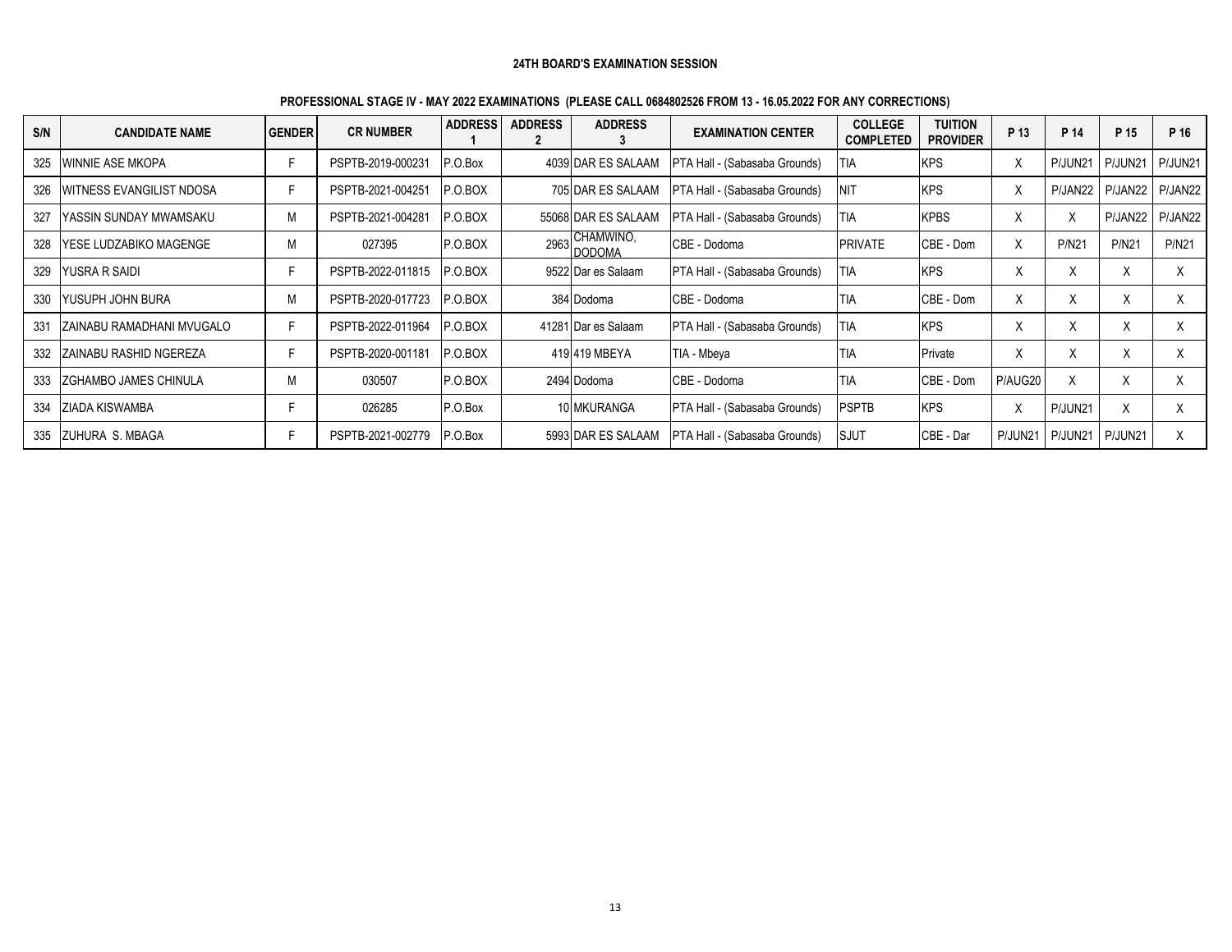#### 24TH BOARD'S EXAMINATION SESSION

#### PROFESSIONAL STAGE IV - MAY 2022 EXAMINATIONS (PLEASE CALL 0684802526 FROM 13 - 16.05.2022 FOR ANY CORRECTIONS)

| S/N | CANDIDATE NAME | GENDER | CR NUMBER | ADDRESS 1 | ADDRESS 2 | ADDRESS 3 | EXAMINATION CENTER | COLLEGE COMPLETED | TUITION PROVIDER | P 13 | P 14 | P 15 | P 16 |
|---|---|---|---|---|---|---|---|---|---|---|---|---|---|
| 325 | WINNIE ASE MKOPA | F | PSPTB-2019-000231 | P.O.Box | 4039 | DAR ES SALAAM | PTA Hall - (Sabasaba Grounds) | TIA | KPS | X | P/JUN21 | P/JUN21 | P/JUN21 |
| 326 | WITNESS EVANGILIST NDOSA | F | PSPTB-2021-004251 | P.O.BOX | 705 | DAR ES SALAAM | PTA Hall - (Sabasaba Grounds) | NIT | KPS | X | P/JAN22 | P/JAN22 | P/JAN22 |
| 327 | YASSIN SUNDAY MWAMSAKU | M | PSPTB-2021-004281 | P.O.BOX | 55068 | DAR ES SALAAM | PTA Hall - (Sabasaba Grounds) | TIA | KPBS | X | X | P/JAN22 | P/JAN22 |
| 328 | YESE LUDZABIKO MAGENGE | M | 027395 | P.O.BOX | 2963 | CHAMWINO, DODOMA | CBE - Dodoma | PRIVATE | CBE - Dom | X | P/N21 | P/N21 | P/N21 |
| 329 | YUSRA R SAIDI | F | PSPTB-2022-011815 | P.O.BOX | 9522 | Dar es Salaam | PTA Hall - (Sabasaba Grounds) | TIA | KPS | X | X | X | X |
| 330 | YUSUPH JOHN BURA | M | PSPTB-2020-017723 | P.O.BOX | 384 | Dodoma | CBE - Dodoma | TIA | CBE - Dom | X | X | X | X |
| 331 | ZAINABU RAMADHANI MVUGALO | F | PSPTB-2022-011964 | P.O.BOX | 41281 | Dar es Salaam | PTA Hall - (Sabasaba Grounds) | TIA | KPS | X | X | X | X |
| 332 | ZAINABU RASHID NGEREZA | F | PSPTB-2020-001181 | P.O.BOX | 419 | 419 MBEYA | TIA - Mbeya | TIA | Private | X | X | X | X |
| 333 | ZGHAMBO JAMES CHINULA | M | 030507 | P.O.BOX | 2494 | Dodoma | CBE - Dodoma | TIA | CBE - Dom | P/AUG20 | X | X | X |
| 334 | ZIADA KISWAMBA | F | 026285 | P.O.Box | 10 | MKURANGA | PTA Hall - (Sabasaba Grounds) | PSPTB | KPS | X | P/JUN21 | X | X |
| 335 | ZUHURA S. MBAGA | F | PSPTB-2021-002779 | P.O.Box | 5993 | DAR ES SALAAM | PTA Hall - (Sabasaba Grounds) | SJUT | CBE - Dar | P/JUN21 | P/JUN21 | P/JUN21 | X |